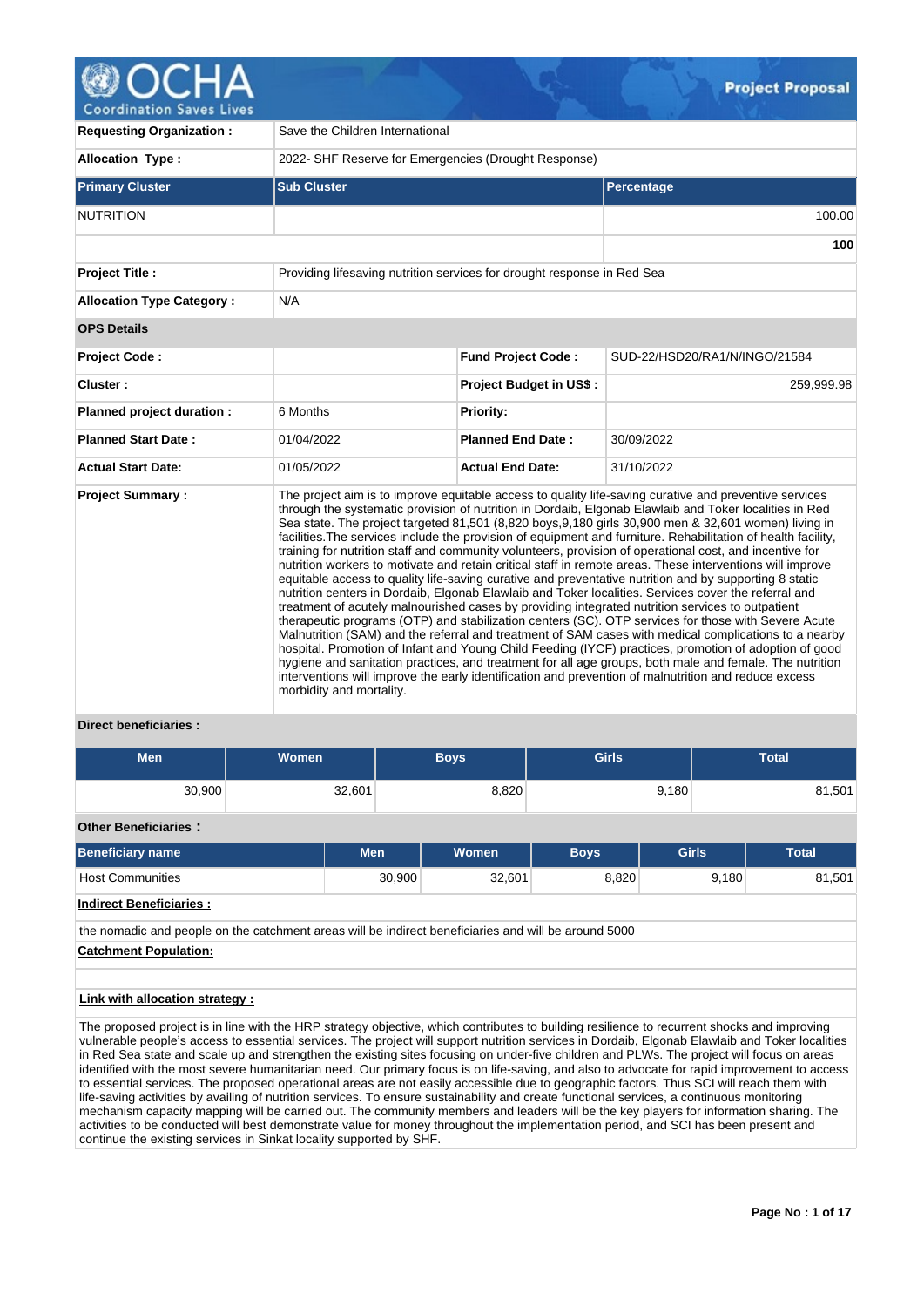# OCHA Coordination Saves Lives — Project Proposal

| | | | |
|---|---|---|---|
| **Requesting Organization :** | Save the Children International | | |
| **Allocation Type :** | 2022- SHF Reserve for Emergencies (Drought Response) | | |

| Primary Cluster | Sub Cluster | Percentage |
|---|---|---|
| NUTRITION | | 100.00 |
| | | **100** |

| | | | |
|---|---|---|---|
| **Project Title :** | Providing lifesaving nutrition services for drought response in Red Sea | | |
| **Allocation Type Category :** | N/A | | |
| **OPS Details** | | | |
| **Project Code :** | | **Fund Project Code :** | SUD-22/HSD20/RA1/N/INGO/21584 |
| **Cluster :** | | **Project Budget in US$ :** | 259,999.98 |
| **Planned project duration :** | 6 Months | **Priority:** | |
| **Planned Start Date :** | 01/04/2022 | **Planned End Date :** | 30/09/2022 |
| **Actual Start Date:** | 01/05/2022 | **Actual End Date:** | 31/10/2022 |

**Project Summary :**

The project aim is to improve equitable access to quality life-saving curative and preventive services through the systematic provision of nutrition in Dordaib, Elgonab Elawlaib and Toker localities in Red Sea state. The project targeted 81,501 (8,820 boys,9,180 girls 30,900 men & 32,601 women) living in facilities.The services include the provision of equipment and furniture. Rehabilitation of health facility, training for nutrition staff and community volunteers, provision of operational cost, and incentive for nutrition workers to motivate and retain critical staff in remote areas. These interventions will improve equitable access to quality life-saving curative and preventative nutrition and by supporting 8 static nutrition centers in Dordaib, Elgonab Elawlaib and Toker localities. Services cover the referral and treatment of acutely malnourished cases by providing integrated nutrition services to outpatient therapeutic programs (OTP) and stabilization centers (SC). OTP services for those with Severe Acute Malnutrition (SAM) and the referral and treatment of SAM cases with medical complications to a nearby hospital. Promotion of Infant and Young Child Feeding (IYCF) practices, promotion of adoption of good hygiene and sanitation practices, and treatment for all age groups, both male and female. The nutrition interventions will improve the early identification and prevention of malnutrition and reduce excess morbidity and mortality.

**Direct beneficiaries :**

| Men | Women | Boys | Girls | Total |
|---|---|---|---|---|
| 30,900 | 32,601 | 8,820 | 9,180 | 81,501 |

**Other Beneficiaries :**

| Beneficiary name | Men | Women | Boys | Girls | Total |
|---|---|---|---|---|---|
| Host Communities | 30,900 | 32,601 | 8,820 | 9,180 | 81,501 |

**Indirect Beneficiaries :**

the nomadic and people on the catchment areas will be indirect beneficiaries and will be around 5000

**Catchment Population:**

**Link with allocation strategy :**

The proposed project is in line with the HRP strategy objective, which contributes to building resilience to recurrent shocks and improving vulnerable people's access to essential services. The project will support nutrition services in Dordaib, Elgonab Elawlaib and Toker localities in Red Sea state and scale up and strengthen the existing sites focusing on under-five children and PLWs. The project will focus on areas identified with the most severe humanitarian need. Our primary focus is on life-saving, and also to advocate for rapid improvement to access to essential services. The proposed operational areas are not easily accessible due to geographic factors. Thus SCI will reach them with life-saving activities by availing of nutrition services. To ensure sustainability and create functional services, a continuous monitoring mechanism capacity mapping will be carried out. The community members and leaders will be the key players for information sharing. The activities to be conducted will best demonstrate value for money throughout the implementation period, and SCI has been present and continue the existing services in Sinkat locality supported by SHF.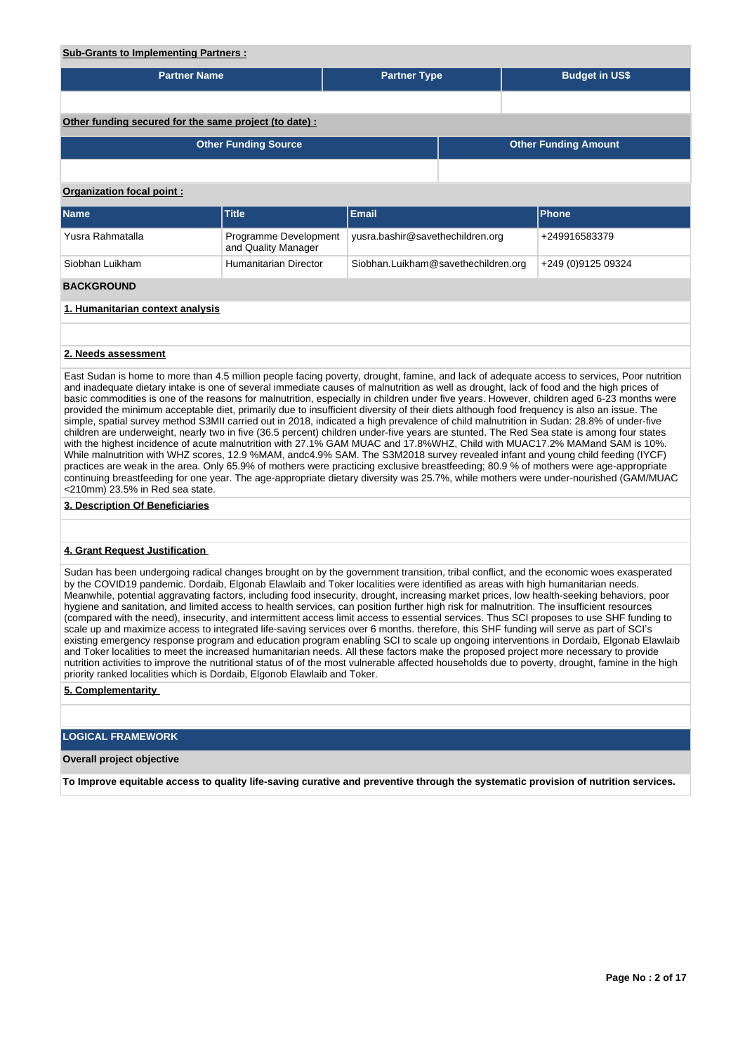**Sub-Grants to Implementing Partners :**

| Partner Name | Partner Type | Budget in US$ |
|---|---|---|
| | | |

**Other funding secured for the same project (to date) :**

| Other Funding Source | Other Funding Amount |
|---|---|
| | |

**Organization focal point :**

| Name | Title | Email | Phone |
|---|---|---|---|
| Yusra Rahmatalla | Programme Development and Quality Manager | yusra.bashir@savethechildren.org | +249916583379 |
| Siobhan Luikham | Humanitarian Director | Siobhan.Luikham@savethechildren.org | +249 (0)9125 09324 |

## BACKGROUND

### 1. Humanitarian context analysis

### 2. Needs assessment

East Sudan is home to more than 4.5 million people facing poverty, drought, famine, and lack of adequate access to services, Poor nutrition and inadequate dietary intake is one of several immediate causes of malnutrition as well as drought, lack of food and the high prices of basic commodities is one of the reasons for malnutrition, especially in children under five years. However, children aged 6-23 months were provided the minimum acceptable diet, primarily due to insufficient diversity of their diets although food frequency is also an issue. The simple, spatial survey method S3MII carried out in 2018, indicated a high prevalence of child malnutrition in Sudan: 28.8% of under-five children are underweight, nearly two in five (36.5 percent) children under-five years are stunted. The Red Sea state is among four states with the highest incidence of acute malnutrition with 27.1% GAM MUAC and 17.8%WHZ, Child with MUAC17.2% MAMand SAM is 10%. While malnutrition with WHZ scores, 12.9 %MAM, andc4.9% SAM. The S3M2018 survey revealed infant and young child feeding (IYCF) practices are weak in the area. Only 65.9% of mothers were practicing exclusive breastfeeding; 80.9 % of mothers were age-appropriate continuing breastfeeding for one year. The age-appropriate dietary diversity was 25.7%, while mothers were under-nourished (GAM/MUAC <210mm) 23.5% in Red sea state.

### 3. Description Of Beneficiaries

### 4. Grant Request Justification

Sudan has been undergoing radical changes brought on by the government transition, tribal conflict, and the economic woes exasperated by the COVID19 pandemic. Dordaib, Elgonab Elawlaib and Toker localities were identified as areas with high humanitarian needs. Meanwhile, potential aggravating factors, including food insecurity, drought, increasing market prices, low health-seeking behaviors, poor hygiene and sanitation, and limited access to health services, can position further high risk for malnutrition. The insufficient resources (compared with the need), insecurity, and intermittent access limit access to essential services. Thus SCI proposes to use SHF funding to scale up and maximize access to integrated life-saving services over 6 months. therefore, this SHF funding will serve as part of SCI's existing emergency response program and education program enabling SCI to scale up ongoing interventions in Dordaib, Elgonab Elawlaib and Toker localities to meet the increased humanitarian needs. All these factors make the proposed project more necessary to provide nutrition activities to improve the nutritional status of of the most vulnerable affected households due to poverty, drought, famine in the high priority ranked localities which is Dordaib, Elgonob Elawlaib and Toker.

### 5. Complementarity

## LOGICAL FRAMEWORK

**Overall project objective**

**To Improve equitable access to quality life-saving curative and preventive through the systematic provision of nutrition services.**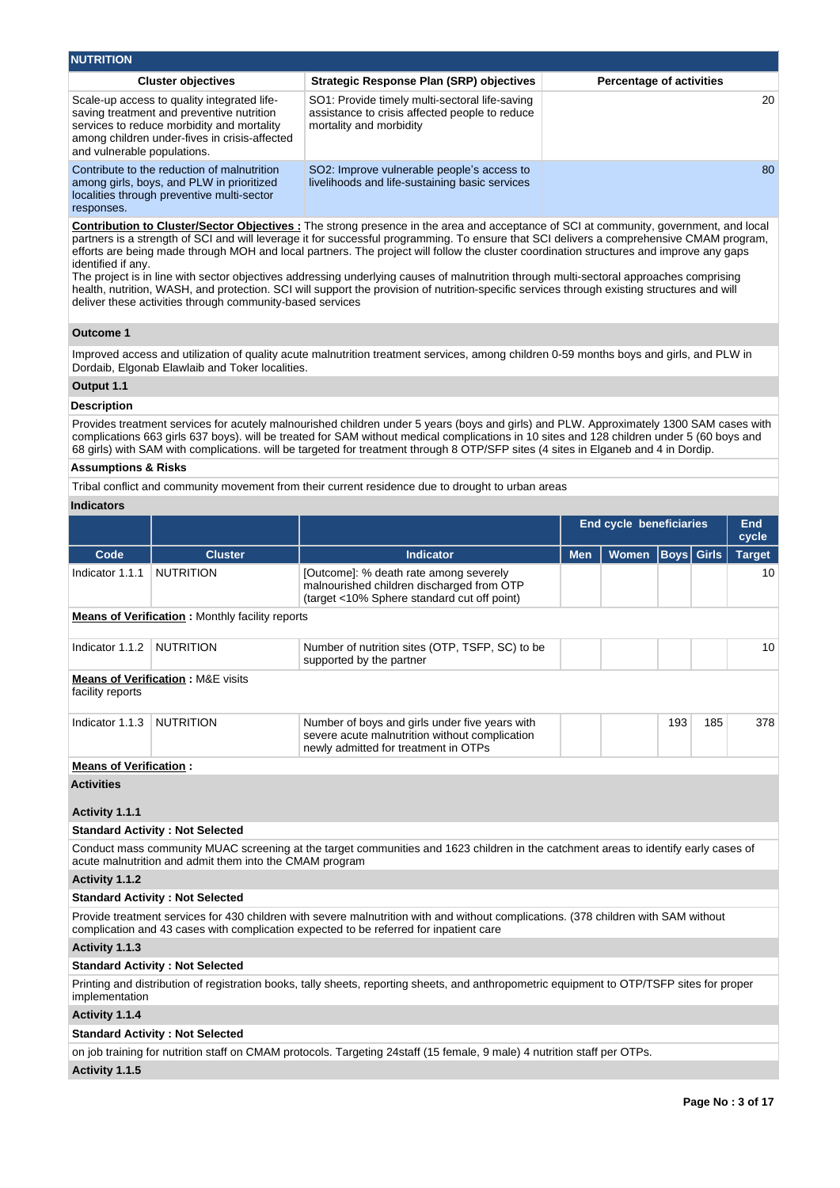## NUTRITION

| Cluster objectives | Strategic Response Plan (SRP) objectives | Percentage of activities |
|---|---|---|
| Scale-up access to quality integrated life-saving treatment and preventive nutrition services to reduce morbidity and mortality among children under-fives in crisis-affected and vulnerable populations. | SO1: Provide timely multi-sectoral life-saving assistance to crisis affected people to reduce mortality and morbidity | 20 |
| Contribute to the reduction of malnutrition among girls, boys, and PLW in prioritized localities through preventive multi-sector responses. | SO2: Improve vulnerable people's access to livelihoods and life-sustaining basic services | 80 |

**Contribution to Cluster/Sector Objectives :** The strong presence in the area and acceptance of SCI at community, government, and local partners is a strength of SCI and will leverage it for successful programming. To ensure that SCI delivers a comprehensive CMAM program, efforts are being made through MOH and local partners. The project will follow the cluster coordination structures and improve any gaps identified if any.
The project is in line with sector objectives addressing underlying causes of malnutrition through multi-sectoral approaches comprising health, nutrition, WASH, and protection. SCI will support the provision of nutrition-specific services through existing structures and will deliver these activities through community-based services

### Outcome 1

Improved access and utilization of quality acute malnutrition treatment services, among children 0-59 months boys and girls, and PLW in Dordaib, Elgonab Elawlaib and Toker localities.

### Output 1.1

**Description**

Provides treatment services for acutely malnourished children under 5 years (boys and girls) and PLW. Approximately 1300 SAM cases with complications 663 girls 637 boys). will be treated for SAM without medical complications in 10 sites and 128 children under 5 (60 boys and 68 girls) with SAM with complications. will be targeted for treatment through 8 OTP/SFP sites (4 sites in Elganeb and 4 in Dordip.

**Assumptions & Risks**

Tribal conflict and community movement from their current residence due to drought to urban areas

**Indicators**

| | | | End cycle beneficiaries | | | | End cycle |
|---|---|---|---|---|---|---|---|
| Code | Cluster | Indicator | Men | Women | Boys | Girls | Target |
| Indicator 1.1.1 | NUTRITION | [Outcome]: % death rate among severely malnourished children discharged from OTP (target <10% Sphere standard cut off point) | | | | | 10 |

**Means of Verification :** Monthly facility reports

| Code | Cluster | Indicator | Men | Women | Boys | Girls | Target |
|---|---|---|---|---|---|---|---|
| Indicator 1.1.2 | NUTRITION | Number of nutrition sites (OTP, TSFP, SC) to be supported by the partner | | | | | 10 |

**Means of Verification :** M&E visits
facility reports

| Code | Cluster | Indicator | Men | Women | Boys | Girls | Target |
|---|---|---|---|---|---|---|---|
| Indicator 1.1.3 | NUTRITION | Number of boys and girls under five years with severe acute malnutrition without complication newly admitted for treatment in OTPs | | | 193 | 185 | 378 |

**Means of Verification :**

**Activities**

**Activity 1.1.1**

**Standard Activity : Not Selected**

Conduct mass community MUAC screening at the target communities and 1623 children in the catchment areas to identify early cases of acute malnutrition and admit them into the CMAM program

**Activity 1.1.2**

**Standard Activity : Not Selected**

Provide treatment services for 430 children with severe malnutrition with and without complications. (378 children with SAM without complication and 43 cases with complication expected to be referred for inpatient care

**Activity 1.1.3**

**Standard Activity : Not Selected**

Printing and distribution of registration books, tally sheets, reporting sheets, and anthropometric equipment to OTP/TSFP sites for proper implementation

**Activity 1.1.4**

**Standard Activity : Not Selected**

on job training for nutrition staff on CMAM protocols. Targeting 24staff (15 female, 9 male) 4 nutrition staff per OTPs.

**Activity 1.1.5**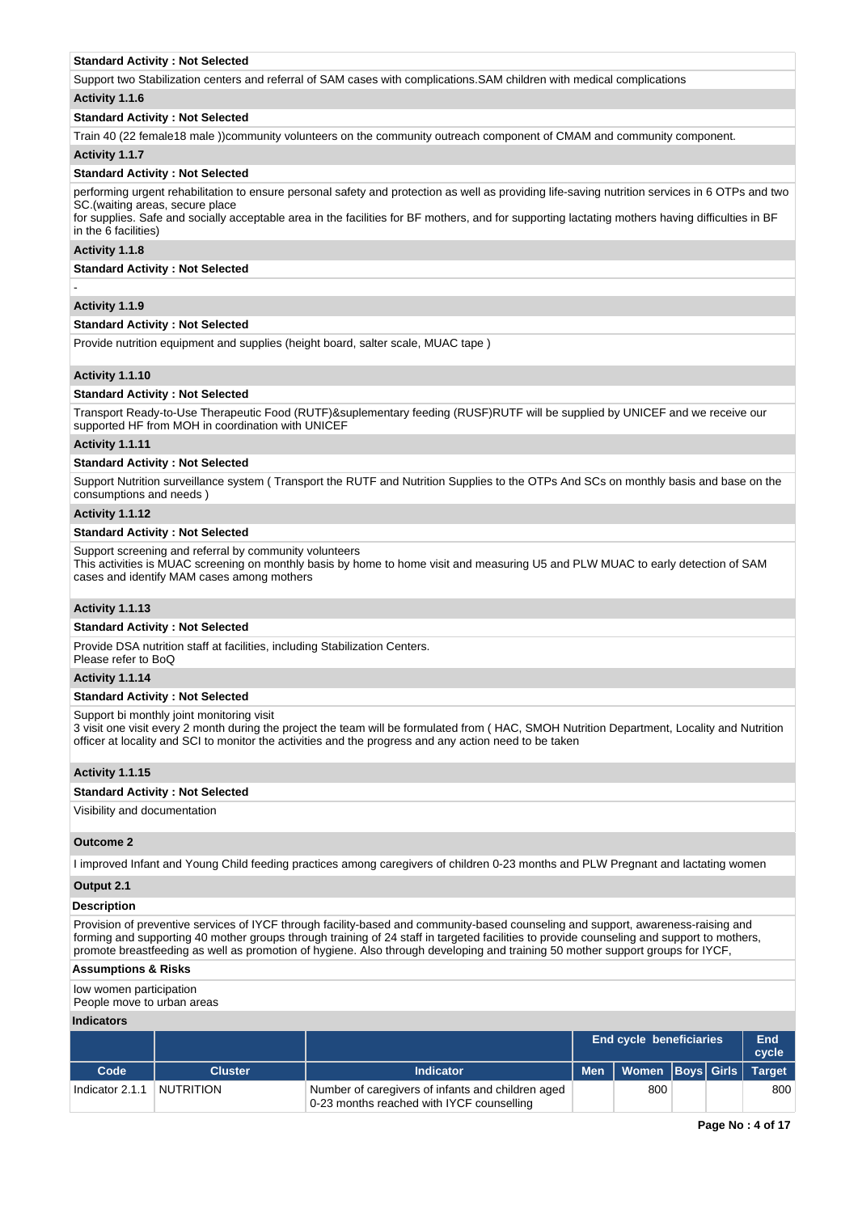**Standard Activity : Not Selected**

Support two Stabilization centers and referral of SAM cases with complications.SAM children with medical complications

**Activity 1.1.6**

**Standard Activity : Not Selected**

Train 40 (22 female18 male ))community volunteers on the community outreach component of CMAM and community component.

**Activity 1.1.7**

**Standard Activity : Not Selected**

performing urgent rehabilitation to ensure personal safety and protection as well as providing life-saving nutrition services in 6 OTPs and two SC.(waiting areas, secure place
for supplies. Safe and socially acceptable area in the facilities for BF mothers, and for supporting lactating mothers having difficulties in BF in the 6 facilities)

**Activity 1.1.8**

**Standard Activity : Not Selected**

-

**Activity 1.1.9**

**Standard Activity : Not Selected**

Provide nutrition equipment and supplies (height board, salter scale, MUAC tape )

**Activity 1.1.10**

**Standard Activity : Not Selected**

Transport Ready-to-Use Therapeutic Food (RUTF)&suplementary feeding (RUSF)RUTF will be supplied by UNICEF and we receive our supported HF from MOH in coordination with UNICEF

**Activity 1.1.11**

**Standard Activity : Not Selected**

Support Nutrition surveillance system ( Transport the RUTF and Nutrition Supplies to the OTPs And SCs on monthly basis and base on the consumptions and needs )

**Activity 1.1.12**

**Standard Activity : Not Selected**

Support screening and referral by community volunteers
This activities is MUAC screening on monthly basis by home to home visit and measuring U5 and PLW MUAC to early detection of SAM cases and identify MAM cases among mothers

**Activity 1.1.13**

**Standard Activity : Not Selected**

Provide DSA nutrition staff at facilities, including Stabilization Centers.
Please refer to BoQ

**Activity 1.1.14**

**Standard Activity : Not Selected**

Support bi monthly joint monitoring visit
3 visit one visit every 2 month during the project the team will be formulated from ( HAC, SMOH Nutrition Department, Locality and Nutrition officer at locality and SCI to monitor the activities and the progress and any action need to be taken

**Activity 1.1.15**

**Standard Activity : Not Selected**

Visibility and documentation

**Outcome 2**

I improved Infant and Young Child feeding practices among caregivers of children 0-23 months and PLW Pregnant and lactating women

**Output 2.1**

**Description**

Provision of preventive services of IYCF through facility-based and community-based counseling and support, awareness-raising and forming and supporting 40 mother groups through training of 24 staff in targeted facilities to provide counseling and support to mothers, promote breastfeeding as well as promotion of hygiene. Also through developing and training 50 mother support groups for IYCF,

**Assumptions & Risks**

low women participation
People move to urban areas

**Indicators**

| | | | End cycle beneficiaries | | | | End cycle |
|---|---|---|---|---|---|---|---|
| Code | Cluster | Indicator | Men | Women | Boys | Girls | Target |
| Indicator 2.1.1 | NUTRITION | Number of caregivers of infants and children aged 0-23 months reached with IYCF counselling | | 800 | | | 800 |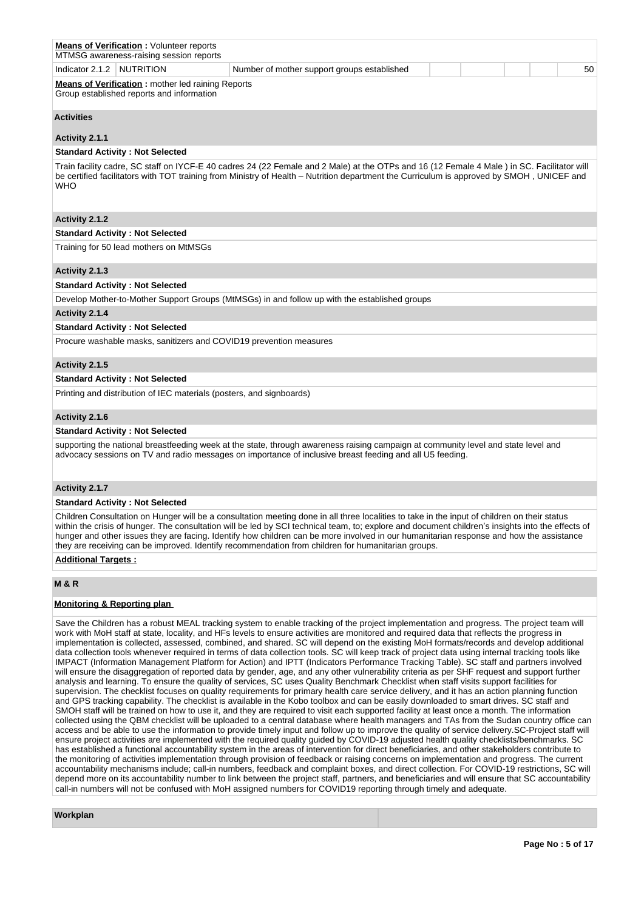**Means of Verification :** Volunteer reports
MTMSG awareness-raising session reports

| Indicator 2.1.2 | NUTRITION | Number of mother support groups established | | | | | 50 |
|---|---|---|---|---|---|---|---|

**Means of Verification :** mother led raining Reports
Group established reports and information

### Activities

#### Activity 2.1.1

**Standard Activity : Not Selected**

Train facility cadre, SC staff on IYCF-E 40 cadres 24 (22 Female and 2 Male) at the OTPs and 16 (12 Female 4 Male ) in SC. Facilitator will be certified facilitators with TOT training from Ministry of Health – Nutrition department the Curriculum is approved by SMOH , UNICEF and WHO

#### Activity 2.1.2

**Standard Activity : Not Selected**

Training for 50 lead mothers on MtMSGs

#### Activity 2.1.3

**Standard Activity : Not Selected**

Develop Mother-to-Mother Support Groups (MtMSGs) in and follow up with the established groups

#### Activity 2.1.4

**Standard Activity : Not Selected**

Procure washable masks, sanitizers and COVID19 prevention measures

#### Activity 2.1.5

**Standard Activity : Not Selected**

Printing and distribution of IEC materials (posters, and signboards)

#### Activity 2.1.6

**Standard Activity : Not Selected**

supporting the national breastfeeding week at the state, through awareness raising campaign at community level and state level and advocacy sessions on TV and radio messages on importance of inclusive breast feeding and all U5 feeding.

#### Activity 2.1.7

**Standard Activity : Not Selected**

Children Consultation on Hunger will be a consultation meeting done in all three localities to take in the input of children on their status within the crisis of hunger. The consultation will be led by SCI technical team, to; explore and document children's insights into the effects of hunger and other issues they are facing. Identify how children can be more involved in our humanitarian response and how the assistance they are receiving can be improved. Identify recommendation from children for humanitarian groups.

**Additional Targets :**

### M & R

**Monitoring & Reporting plan**

Save the Children has a robust MEAL tracking system to enable tracking of the project implementation and progress. The project team will work with MoH staff at state, locality, and HFs levels to ensure activities are monitored and required data that reflects the progress in implementation is collected, assessed, combined, and shared. SC will depend on the existing MoH formats/records and develop additional data collection tools whenever required in terms of data collection tools. SC will keep track of project data using internal tracking tools like IMPACT (Information Management Platform for Action) and IPTT (Indicators Performance Tracking Table). SC staff and partners involved will ensure the disaggregation of reported data by gender, age, and any other vulnerability criteria as per SHF request and support further analysis and learning. To ensure the quality of services, SC uses Quality Benchmark Checklist when staff visits support facilities for supervision. The checklist focuses on quality requirements for primary health care service delivery, and it has an action planning function and GPS tracking capability. The checklist is available in the Kobo toolbox and can be easily downloaded to smart drives. SC staff and SMOH staff will be trained on how to use it, and they are required to visit each supported facility at least once a month. The information collected using the QBM checklist will be uploaded to a central database where health managers and TAs from the Sudan country office can access and be able to use the information to provide timely input and follow up to improve the quality of service delivery.SC-Project staff will ensure project activities are implemented with the required quality guided by COVID-19 adjusted health quality checklists/benchmarks. SC has established a functional accountability system in the areas of intervention for direct beneficiaries, and other stakeholders contribute to the monitoring of activities implementation through provision of feedback or raising concerns on implementation and progress. The current accountability mechanisms include; call-in numbers, feedback and complaint boxes, and direct collection. For COVID-19 restrictions, SC will depend more on its accountability number to link between the project staff, partners, and beneficiaries and will ensure that SC accountability call-in numbers will not be confused with MoH assigned numbers for COVID19 reporting through timely and adequate.

### Workplan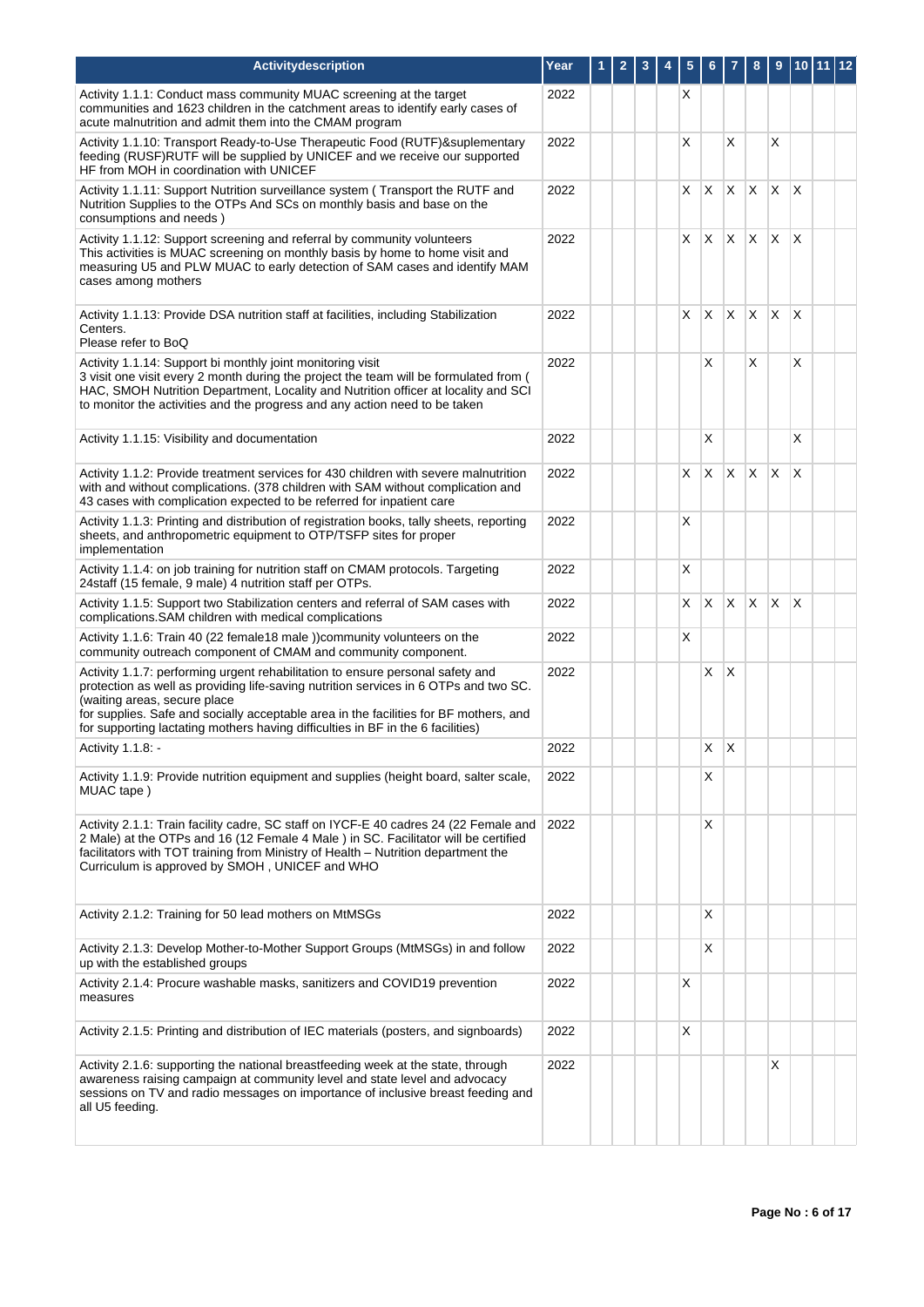| Activitydescription | Year | 1 | 2 | 3 | 4 | 5 | 6 | 7 | 8 | 9 | 10 | 11 | 12 |
|---|---|---|---|---|---|---|---|---|---|---|---|---|---|
| Activity 1.1.1: Conduct mass community MUAC screening at the target communities and 1623 children in the catchment areas to identify early cases of acute malnutrition and admit them into the CMAM program | 2022 | | | | | X | | | | | | | |
| Activity 1.1.10: Transport Ready-to-Use Therapeutic Food (RUTF)&suplementary feeding (RUSF)RUTF will be supplied by UNICEF and we receive our supported HF from MOH in coordination with UNICEF | 2022 | | | | | X | | X | | X | | | |
| Activity 1.1.11: Support Nutrition surveillance system ( Transport the RUTF and Nutrition Supplies to the OTPs And SCs on monthly basis and base on the consumptions and needs ) | 2022 | | | | | X | X | X | X | X | X | | |
| Activity 1.1.12: Support screening and referral by community volunteers<br>This activities is MUAC screening on monthly basis by home to home visit and measuring U5 and PLW MUAC to early detection of SAM cases and identify MAM cases among mothers | 2022 | | | | | X | X | X | X | X | X | | |
| Activity 1.1.13: Provide DSA nutrition staff at facilities, including Stabilization Centers.<br>Please refer to BoQ | 2022 | | | | | X | X | X | X | X | X | | |
| Activity 1.1.14: Support bi monthly joint monitoring visit<br>3 visit one visit every 2 month during the project the team will be formulated from ( HAC, SMOH Nutrition Department, Locality and Nutrition officer at locality and SCI to monitor the activities and the progress and any action need to be taken | 2022 | | | | | | X | | X | | X | | |
| Activity 1.1.15: Visibility and documentation | 2022 | | | | | | X | | | | X | | |
| Activity 1.1.2: Provide treatment services for 430 children with severe malnutrition with and without complications. (378 children with SAM without complication and 43 cases with complication expected to be referred for inpatient care | 2022 | | | | | X | X | X | X | X | X | | |
| Activity 1.1.3: Printing and distribution of registration books, tally sheets, reporting sheets, and anthropometric equipment to OTP/TSFP sites for proper implementation | 2022 | | | | | X | | | | | | | |
| Activity 1.1.4: on job training for nutrition staff on CMAM protocols. Targeting 24staff (15 female, 9 male) 4 nutrition staff per OTPs. | 2022 | | | | | X | | | | | | | |
| Activity 1.1.5: Support two Stabilization centers and referral of SAM cases with complications.SAM children with medical complications | 2022 | | | | | X | X | X | X | X | X | | |
| Activity 1.1.6: Train 40 (22 female18 male ))community volunteers on the community outreach component of CMAM and community component. | 2022 | | | | | X | | | | | | | |
| Activity 1.1.7: performing urgent rehabilitation to ensure personal safety and protection as well as providing life-saving nutrition services in 6 OTPs and two SC. (waiting areas, secure place<br>for supplies. Safe and socially acceptable area in the facilities for BF mothers, and for supporting lactating mothers having difficulties in BF in the 6 facilities) | 2022 | | | | | | X | X | | | | | |
| Activity 1.1.8: - | 2022 | | | | | | X | X | | | | | |
| Activity 1.1.9: Provide nutrition equipment and supplies (height board, salter scale, MUAC tape ) | 2022 | | | | | | X | | | | | | |
| Activity 2.1.1: Train facility cadre, SC staff on IYCF-E 40 cadres 24 (22 Female and 2 Male) at the OTPs and 16 (12 Female 4 Male ) in SC. Facilitator will be certified facilitators with TOT training from Ministry of Health – Nutrition department the Curriculum is approved by SMOH , UNICEF and WHO | 2022 | | | | | | X | | | | | | |
| Activity 2.1.2: Training for 50 lead mothers on MtMSGs | 2022 | | | | | | X | | | | | | |
| Activity 2.1.3: Develop Mother-to-Mother Support Groups (MtMSGs) in and follow up with the established groups | 2022 | | | | | | X | | | | | | |
| Activity 2.1.4: Procure washable masks, sanitizers and COVID19 prevention measures | 2022 | | | | | X | | | | | | | |
| Activity 2.1.5: Printing and distribution of IEC materials (posters, and signboards) | 2022 | | | | | X | | | | | | | |
| Activity 2.1.6: supporting the national breastfeeding week at the state, through awareness raising campaign at community level and state level and advocacy sessions on TV and radio messages on importance of inclusive breast feeding and all U5 feeding. | 2022 | | | | | | | | | X | | | |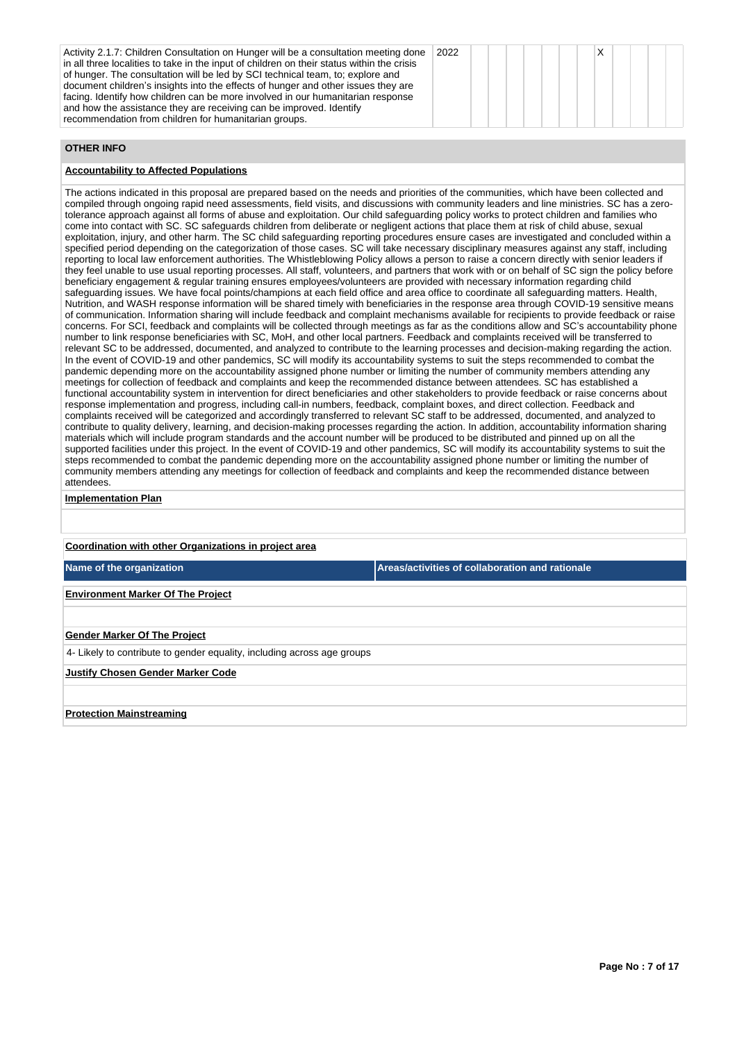| Activity | Year | | | | | | | | | | | | |
|---|---|---|---|---|---|---|---|---|---|---|---|---|---|
| Activity 2.1.7: Children Consultation on Hunger will be a consultation meeting done in all three localities to take in the input of children on their status within the crisis of hunger. The consultation will be led by SCI technical team, to; explore and document children's insights into the effects of hunger and other issues they are facing. Identify how children can be more involved in our humanitarian response and how the assistance they are receiving can be improved. Identify recommendation from children for humanitarian groups. | 2022 | | | | | | | | X | | | | |

## OTHER INFO

### Accountability to Affected Populations

The actions indicated in this proposal are prepared based on the needs and priorities of the communities, which have been collected and compiled through ongoing rapid need assessments, field visits, and discussions with community leaders and line ministries. SC has a zero-tolerance approach against all forms of abuse and exploitation. Our child safeguarding policy works to protect children and families who come into contact with SC. SC safeguards children from deliberate or negligent actions that place them at risk of child abuse, sexual exploitation, injury, and other harm. The SC child safeguarding reporting procedures ensure cases are investigated and concluded within a specified period depending on the categorization of those cases. SC will take necessary disciplinary measures against any staff, including reporting to local law enforcement authorities. The Whistleblowing Policy allows a person to raise a concern directly with senior leaders if they feel unable to use usual reporting processes. All staff, volunteers, and partners that work with or on behalf of SC sign the policy before beneficiary engagement & regular training ensures employees/volunteers are provided with necessary information regarding child safeguarding issues. We have focal points/champions at each field office and area office to coordinate all safeguarding matters. Health, Nutrition, and WASH response information will be shared timely with beneficiaries in the response area through COVID-19 sensitive means of communication. Information sharing will include feedback and complaint mechanisms available for recipients to provide feedback or raise concerns. For SCI, feedback and complaints will be collected through meetings as far as the conditions allow and SC's accountability phone number to link response beneficiaries with SC, MoH, and other local partners. Feedback and complaints received will be transferred to relevant SC to be addressed, documented, and analyzed to contribute to the learning processes and decision-making regarding the action. In the event of COVID-19 and other pandemics, SC will modify its accountability systems to suit the steps recommended to combat the pandemic depending more on the accountability assigned phone number or limiting the number of community members attending any meetings for collection of feedback and complaints and keep the recommended distance between attendees. SC has established a functional accountability system in intervention for direct beneficiaries and other stakeholders to provide feedback or raise concerns about response implementation and progress, including call-in numbers, feedback, complaint boxes, and direct collection. Feedback and complaints received will be categorized and accordingly transferred to relevant SC staff to be addressed, documented, and analyzed to contribute to quality delivery, learning, and decision-making processes regarding the action. In addition, accountability information sharing materials which will include program standards and the account number will be produced to be distributed and pinned up on all the supported facilities under this project. In the event of COVID-19 and other pandemics, SC will modify its accountability systems to suit the steps recommended to combat the pandemic depending more on the accountability assigned phone number or limiting the number of community members attending any meetings for collection of feedback and complaints and keep the recommended distance between attendees.

### Implementation Plan

### Coordination with other Organizations in project area

| Name of the organization | Areas/activities of collaboration and rationale |
|---|---|

### Environment Marker Of The Project

### Gender Marker Of The Project

4- Likely to contribute to gender equality, including across age groups

### Justify Chosen Gender Marker Code

### Protection Mainstreaming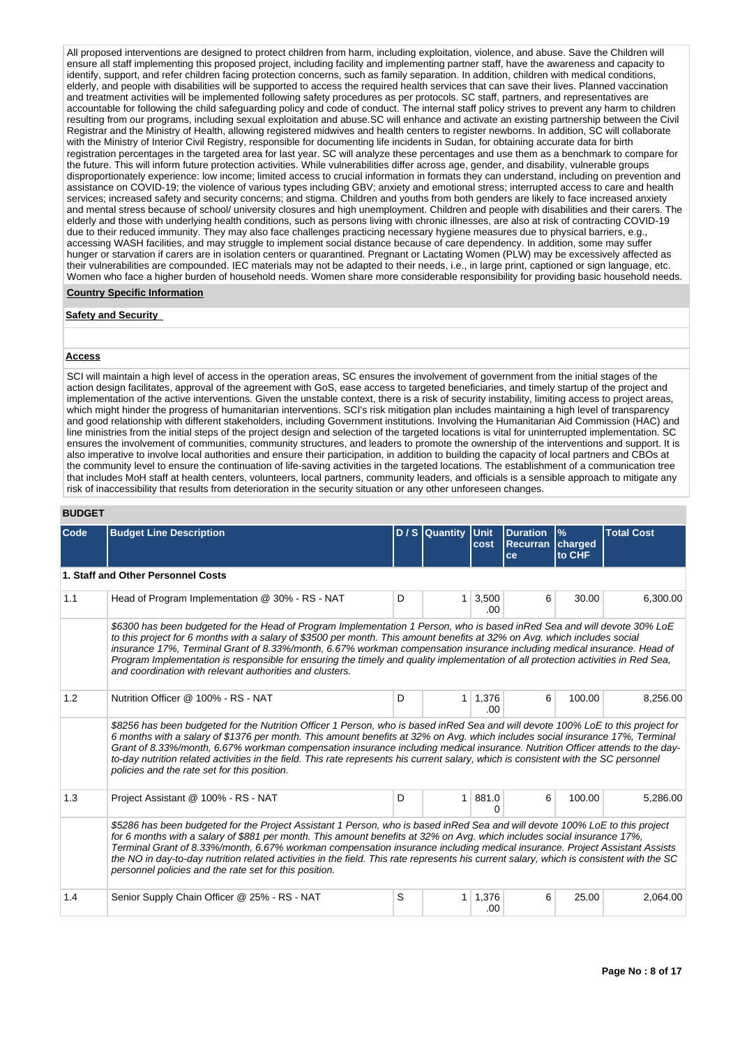All proposed interventions are designed to protect children from harm, including exploitation, violence, and abuse. Save the Children will ensure all staff implementing this proposed project, including facility and implementing partner staff, have the awareness and capacity to identify, support, and refer children facing protection concerns, such as family separation. In addition, children with medical conditions, elderly, and people with disabilities will be supported to access the required health services that can save their lives. Planned vaccination and treatment activities will be implemented following safety procedures as per protocols. SC staff, partners, and representatives are accountable for following the child safeguarding policy and code of conduct. The internal staff policy strives to prevent any harm to children resulting from our programs, including sexual exploitation and abuse.SC will enhance and activate an existing partnership between the Civil Registrar and the Ministry of Health, allowing registered midwives and health centers to register newborns. In addition, SC will collaborate with the Ministry of Interior Civil Registry, responsible for documenting life incidents in Sudan, for obtaining accurate data for birth registration percentages in the targeted area for last year. SC will analyze these percentages and use them as a benchmark to compare for the future. This will inform future protection activities. While vulnerabilities differ across age, gender, and disability, vulnerable groups disproportionately experience: low income; limited access to crucial information in formats they can understand, including on prevention and assistance on COVID-19; the violence of various types including GBV; anxiety and emotional stress; interrupted access to care and health services; increased safety and security concerns; and stigma. Children and youths from both genders are likely to face increased anxiety and mental stress because of school/ university closures and high unemployment. Children and people with disabilities and their carers. The elderly and those with underlying health conditions, such as persons living with chronic illnesses, are also at risk of contracting COVID-19 due to their reduced immunity. They may also face challenges practicing necessary hygiene measures due to physical barriers, e.g., accessing WASH facilities, and may struggle to implement social distance because of care dependency. In addition, some may suffer hunger or starvation if carers are in isolation centers or quarantined. Pregnant or Lactating Women (PLW) may be excessively affected as their vulnerabilities are compounded. IEC materials may not be adapted to their needs, i.e., in large print, captioned or sign language, etc. Women who face a higher burden of household needs. Women share more considerable responsibility for providing basic household needs.

**Country Specific Information**

**Safety and Security**

**Access**

SCI will maintain a high level of access in the operation areas, SC ensures the involvement of government from the initial stages of the action design facilitates, approval of the agreement with GoS, ease access to targeted beneficiaries, and timely startup of the project and implementation of the active interventions. Given the unstable context, there is a risk of security instability, limiting access to project areas, which might hinder the progress of humanitarian interventions. SCI's risk mitigation plan includes maintaining a high level of transparency and good relationship with different stakeholders, including Government institutions. Involving the Humanitarian Aid Commission (HAC) and line ministries from the initial steps of the project design and selection of the targeted locations is vital for uninterrupted implementation. SC ensures the involvement of communities, community structures, and leaders to promote the ownership of the interventions and support. It is also imperative to involve local authorities and ensure their participation, in addition to building the capacity of local partners and CBOs at the community level to ensure the continuation of life-saving activities in the targeted locations. The establishment of a communication tree that includes MoH staff at health centers, volunteers, local partners, community leaders, and officials is a sensible approach to mitigate any risk of inaccessibility that results from deterioration in the security situation or any other unforeseen changes.

## BUDGET

| Code | Budget Line Description | D / S | Quantity | Unit cost | Duration Recurrance | % charged to CHF | Total Cost |
|---|---|---|---|---|---|---|---|
| **1. Staff and Other Personnel Costs** | | | | | | | |
| 1.1 | Head of Program Implementation @ 30% - RS - NAT | D | 1 | 3,500.00 | 6 | 30.00 | 6,300.00 |
| | *$6300 has been budgeted for the Head of Program Implementation 1 Person, who is based inRed Sea and will devote 30% LoE to this project for 6 months with a salary of $3500 per month. This amount benefits at 32% on Avg. which includes social insurance 17%, Terminal Grant of 8.33%/month, 6.67% workman compensation insurance including medical insurance. Head of Program Implementation is responsible for ensuring the timely and quality implementation of all protection activities in Red Sea, and coordination with relevant authorities and clusters.* | | | | | | |
| 1.2 | Nutrition Officer @ 100% - RS - NAT | D | 1 | 1,376.00 | 6 | 100.00 | 8,256.00 |
| | *$8256 has been budgeted for the Nutrition Officer 1 Person, who is based inRed Sea and will devote 100% LoE to this project for 6 months with a salary of $1376 per month. This amount benefits at 32% on Avg. which includes social insurance 17%, Terminal Grant of 8.33%/month, 6.67% workman compensation insurance including medical insurance. Nutrition Officer attends to the day-to-day nutrition related activities in the field. This rate represents his current salary, which is consistent with the SC personnel policies and the rate set for this position.* | | | | | | |
| 1.3 | Project Assistant @ 100% - RS - NAT | D | 1 | 881.00 | 6 | 100.00 | 5,286.00 |
| | *$5286 has been budgeted for the Project Assistant 1 Person, who is based inRed Sea and will devote 100% LoE to this project for 6 months with a salary of $881 per month. This amount benefits at 32% on Avg. which includes social insurance 17%, Terminal Grant of 8.33%/month, 6.67% workman compensation insurance including medical insurance. Project Assistant Assists the NO in day-to-day nutrition related activities in the field. This rate represents his current salary, which is consistent with the SC personnel policies and the rate set for this position.* | | | | | | |
| 1.4 | Senior Supply Chain Officer @ 25% - RS - NAT | S | 1 | 1,376.00 | 6 | 25.00 | 2,064.00 |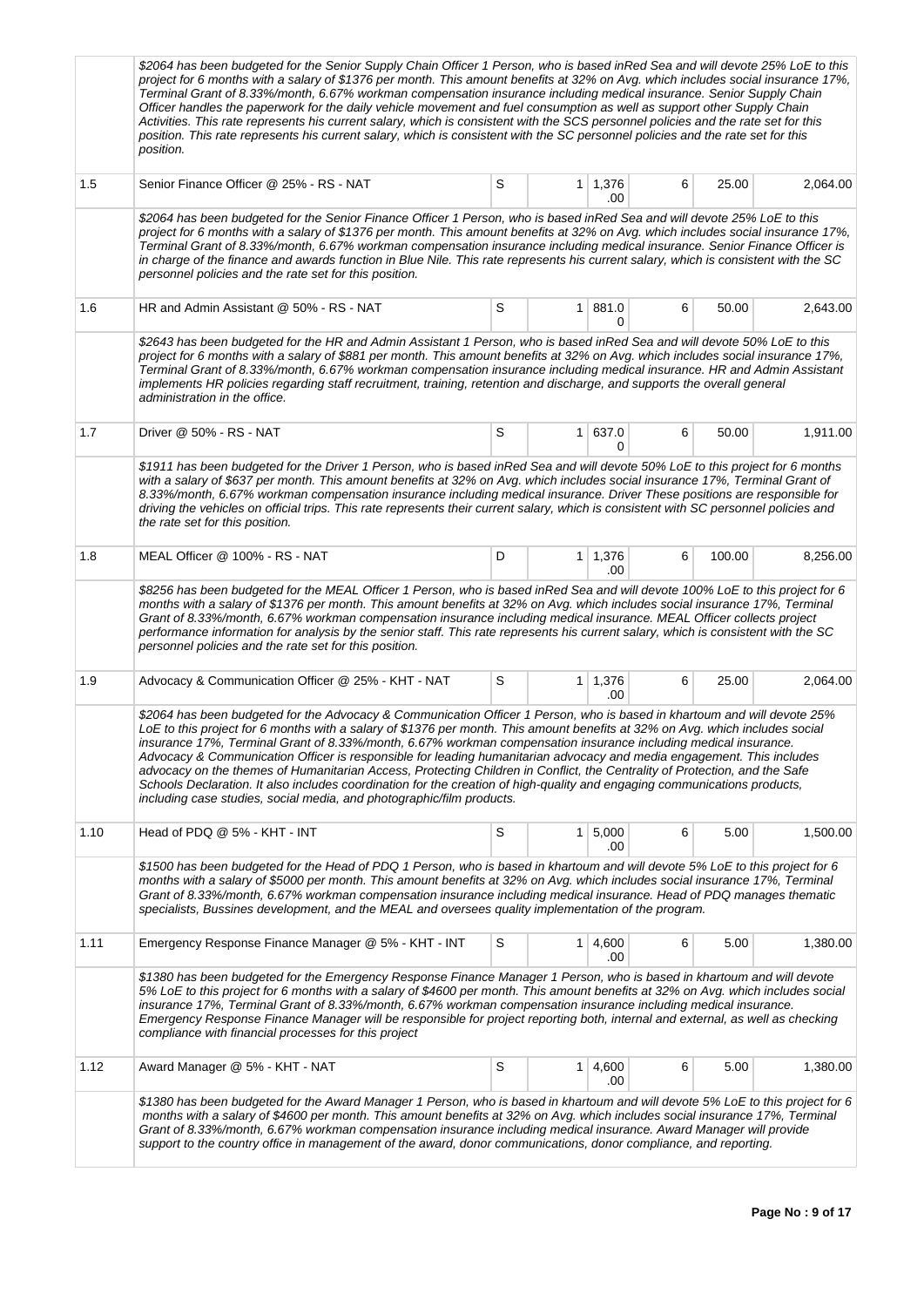| | | | | | | | |
|---|---|---|---|---|---|---|---|
| | *$2064 has been budgeted for the Senior Supply Chain Officer 1 Person, who is based inRed Sea and will devote 25% LoE to this project for 6 months with a salary of $1376 per month. This amount benefits at 32% on Avg. which includes social insurance 17%, Terminal Grant of 8.33%/month, 6.67% workman compensation insurance including medical insurance. Senior Supply Chain Officer handles the paperwork for the daily vehicle movement and fuel consumption as well as support other Supply Chain Activities. This rate represents his current salary, which is consistent with the SCS personnel policies and the rate set for this position. This rate represents his current salary, which is consistent with the SC personnel policies and the rate set for this position.* | | | | | | |
| 1.5 | Senior Finance Officer @ 25% - RS - NAT | S | 1 | 1,376.00 | 6 | 25.00 | 2,064.00 |
| | *$2064 has been budgeted for the Senior Finance Officer 1 Person, who is based inRed Sea and will devote 25% LoE to this project for 6 months with a salary of $1376 per month. This amount benefits at 32% on Avg. which includes social insurance 17%, Terminal Grant of 8.33%/month, 6.67% workman compensation insurance including medical insurance. Senior Finance Officer is in charge of the finance and awards function in Blue Nile. This rate represents his current salary, which is consistent with the SC personnel policies and the rate set for this position.* | | | | | | |
| 1.6 | HR and Admin Assistant @ 50% - RS - NAT | S | 1 | 881.00 | 6 | 50.00 | 2,643.00 |
| | *$2643 has been budgeted for the HR and Admin Assistant 1 Person, who is based inRed Sea and will devote 50% LoE to this project for 6 months with a salary of $881 per month. This amount benefits at 32% on Avg. which includes social insurance 17%, Terminal Grant of 8.33%/month, 6.67% workman compensation insurance including medical insurance. HR and Admin Assistant implements HR policies regarding staff recruitment, training, retention and discharge, and supports the overall general administration in the office.* | | | | | | |
| 1.7 | Driver @ 50% - RS - NAT | S | 1 | 637.00 | 6 | 50.00 | 1,911.00 |
| | *$1911 has been budgeted for the Driver 1 Person, who is based inRed Sea and will devote 50% LoE to this project for 6 months with a salary of $637 per month. This amount benefits at 32% on Avg. which includes social insurance 17%, Terminal Grant of 8.33%/month, 6.67% workman compensation insurance including medical insurance. Driver These positions are responsible for driving the vehicles on official trips. This rate represents their current salary, which is consistent with SC personnel policies and the rate set for this position.* | | | | | | |
| 1.8 | MEAL Officer @ 100% - RS - NAT | D | 1 | 1,376.00 | 6 | 100.00 | 8,256.00 |
| | *$8256 has been budgeted for the MEAL Officer 1 Person, who is based inRed Sea and will devote 100% LoE to this project for 6 months with a salary of $1376 per month. This amount benefits at 32% on Avg. which includes social insurance 17%, Terminal Grant of 8.33%/month, 6.67% workman compensation insurance including medical insurance. MEAL Officer collects project performance information for analysis by the senior staff. This rate represents his current salary, which is consistent with the SC personnel policies and the rate set for this position.* | | | | | | |
| 1.9 | Advocacy & Communication Officer @ 25% - KHT - NAT | S | 1 | 1,376.00 | 6 | 25.00 | 2,064.00 |
| | *$2064 has been budgeted for the Advocacy & Communication Officer 1 Person, who is based in khartoum and will devote 25% LoE to this project for 6 months with a salary of $1376 per month. This amount benefits at 32% on Avg. which includes social insurance 17%, Terminal Grant of 8.33%/month, 6.67% workman compensation insurance including medical insurance. Advocacy & Communication Officer is responsible for leading humanitarian advocacy and media engagement. This includes advocacy on the themes of Humanitarian Access, Protecting Children in Conflict, the Centrality of Protection, and the Safe Schools Declaration. It also includes coordination for the creation of high-quality and engaging communications products, including case studies, social media, and photographic/film products.* | | | | | | |
| 1.10 | Head of PDQ @ 5% - KHT - INT | S | 1 | 5,000.00 | 6 | 5.00 | 1,500.00 |
| | *$1500 has been budgeted for the Head of PDQ 1 Person, who is based in khartoum and will devote 5% LoE to this project for 6 months with a salary of $5000 per month. This amount benefits at 32% on Avg. which includes social insurance 17%, Terminal Grant of 8.33%/month, 6.67% workman compensation insurance including medical insurance. Head of PDQ manages thematic specialists, Bussines development, and the MEAL and oversees quality implementation of the program.* | | | | | | |
| 1.11 | Emergency Response Finance Manager @ 5% - KHT - INT | S | 1 | 4,600.00 | 6 | 5.00 | 1,380.00 |
| | *$1380 has been budgeted for the Emergency Response Finance Manager 1 Person, who is based in khartoum and will devote 5% LoE to this project for 6 months with a salary of $4600 per month. This amount benefits at 32% on Avg. which includes social insurance 17%, Terminal Grant of 8.33%/month, 6.67% workman compensation insurance including medical insurance. Emergency Response Finance Manager will be responsible for project reporting both, internal and external, as well as checking compliance with financial processes for this project* | | | | | | |
| 1.12 | Award Manager @ 5% - KHT - NAT | S | 1 | 4,600.00 | 6 | 5.00 | 1,380.00 |
| | *$1380 has been budgeted for the Award Manager 1 Person, who is based in khartoum and will devote 5% LoE to this project for 6 months with a salary of $4600 per month. This amount benefits at 32% on Avg. which includes social insurance 17%, Terminal Grant of 8.33%/month, 6.67% workman compensation insurance including medical insurance. Award Manager will provide support to the country office in management of the award, donor communications, donor compliance, and reporting.* | | | | | | |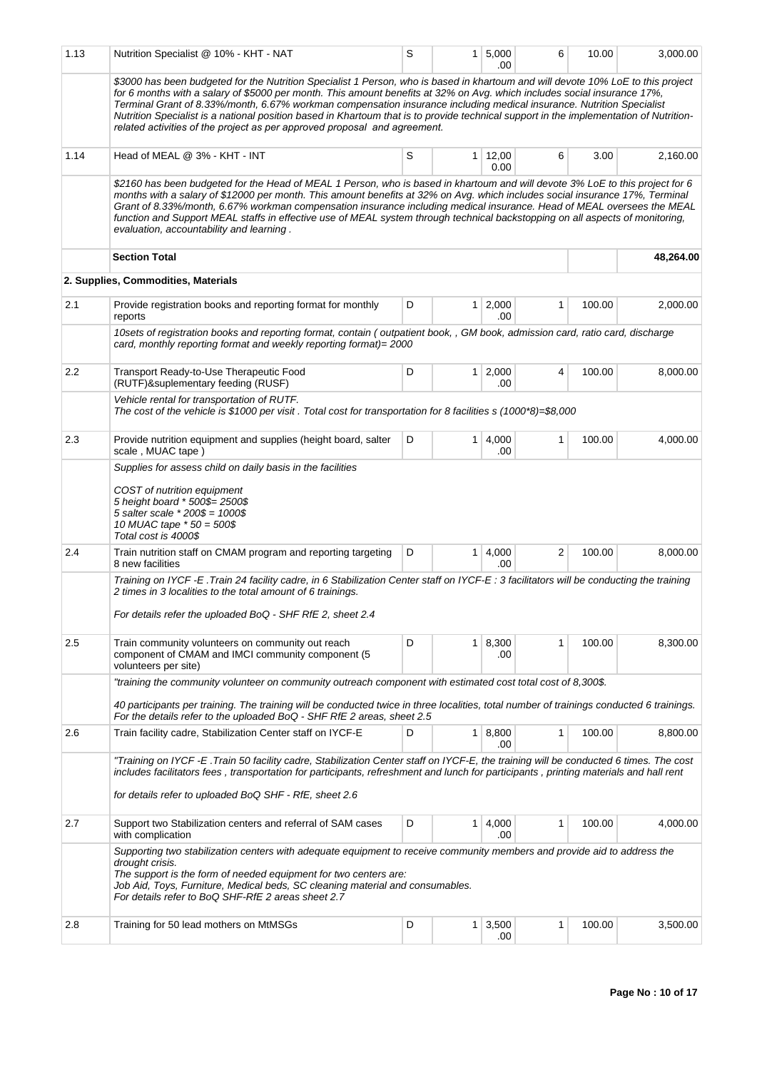| | | | | | | | |
|---|---|---|---|---|---|---|---|
| 1.13 | Nutrition Specialist @ 10% - KHT - NAT | S | 1 | 5,000.00 | 6 | 10.00 | 3,000.00 |
| | *$3000 has been budgeted for the Nutrition Specialist 1 Person, who is based in khartoum and will devote 10% LoE to this project for 6 months with a salary of $5000 per month. This amount benefits at 32% on Avg. which includes social insurance 17%, Terminal Grant of 8.33%/month, 6.67% workman compensation insurance including medical insurance. Nutrition Specialist Nutrition Specialist is a national position based in Khartoum that is to provide technical support in the implementation of Nutrition-related activities of the project as per approved proposal and agreement.* | | | | | | |
| 1.14 | Head of MEAL @ 3% - KHT - INT | S | 1 | 12,000.00 | 6 | 3.00 | 2,160.00 |
| | *$2160 has been budgeted for the Head of MEAL 1 Person, who is based in khartoum and will devote 3% LoE to this project for 6 months with a salary of $12000 per month. This amount benefits at 32% on Avg. which includes social insurance 17%, Terminal Grant of 8.33%/month, 6.67% workman compensation insurance including medical insurance. Head of MEAL oversees the MEAL function and Support MEAL staffs in effective use of MEAL system through technical backstopping on all aspects of monitoring, evaluation, accountability and learning .* | | | | | | |
| | **Section Total** | | | | | | **48,264.00** |
| | **2. Supplies, Commodities, Materials** | | | | | | |
| 2.1 | Provide registration books and reporting format for monthly reports | D | 1 | 2,000.00 | 1 | 100.00 | 2,000.00 |
| | *10sets of registration books and reporting format, contain ( outpatient book, , GM book, admission card, ratio card, discharge card, monthly reporting format and weekly reporting format)= 2000* | | | | | | |
| 2.2 | Transport Ready-to-Use Therapeutic Food (RUTF)&suplementary feeding (RUSF) | D | 1 | 2,000.00 | 4 | 100.00 | 8,000.00 |
| | *Vehicle rental for transportation of RUTF.*<br>*The cost of the vehicle is $1000 per visit . Total cost for transportation for 8 facilities s (1000*8)=$8,000* | | | | | | |
| 2.3 | Provide nutrition equipment and supplies (height board, salter scale , MUAC tape ) | D | 1 | 4,000.00 | 1 | 100.00 | 4,000.00 |
| | *Supplies for assess child on daily basis in the facilities*<br><br>*COST of nutrition equipment*<br>*5 height board * 500$= 2500$*<br>*5 salter scale * 200$ = 1000$*<br>*10 MUAC tape * 50 = 500$*<br>*Total cost is 4000$* | | | | | | |
| 2.4 | Train nutrition staff on CMAM program and reporting targeting 8 new facilities | D | 1 | 4,000.00 | 2 | 100.00 | 8,000.00 |
| | *Training on IYCF -E .Train 24 facility cadre, in 6 Stabilization Center staff on IYCF-E : 3 facilitators will be conducting the training 2 times in 3 localities to the total amount of 6 trainings.*<br><br>*For details refer the uploaded BoQ - SHF RfE 2, sheet 2.4* | | | | | | |
| 2.5 | Train community volunteers on community out reach component of CMAM and IMCI community component (5 volunteers per site) | D | 1 | 8,300.00 | 1 | 100.00 | 8,300.00 |
| | *"training the community volunteer on community outreach component with estimated cost total cost of 8,300$.*<br><br>*40 participants per training. The training will be conducted twice in three localities, total number of trainings conducted 6 trainings. For the details refer to the uploaded BoQ - SHF RfE 2 areas, sheet 2.5* | | | | | | |
| 2.6 | Train facility cadre, Stabilization Center staff on IYCF-E | D | 1 | 8,800.00 | 1 | 100.00 | 8,800.00 |
| | *"Training on IYCF -E .Train 50 facility cadre, Stabilization Center staff on IYCF-E, the training will be conducted 6 times. The cost includes facilitators fees , transportation for participants, refreshment and lunch for participants , printing materials and hall rent*<br><br>*for details refer to uploaded BoQ SHF - RfE, sheet 2.6* | | | | | | |
| 2.7 | Support two Stabilization centers and referral of SAM cases with complication | D | 1 | 4,000.00 | 1 | 100.00 | 4,000.00 |
| | *Supporting two stabilization centers with adequate equipment to receive community members and provide aid to address the drought crisis.*<br>*The support is the form of needed equipment for two centers are:*<br>*Job Aid, Toys, Furniture, Medical beds, SC cleaning material and consumables.*<br>*For details refer to BoQ SHF-RfE 2 areas sheet 2.7* | | | | | | |
| 2.8 | Training for 50 lead mothers on MtMSGs | D | 1 | 3,500.00 | 1 | 100.00 | 3,500.00 |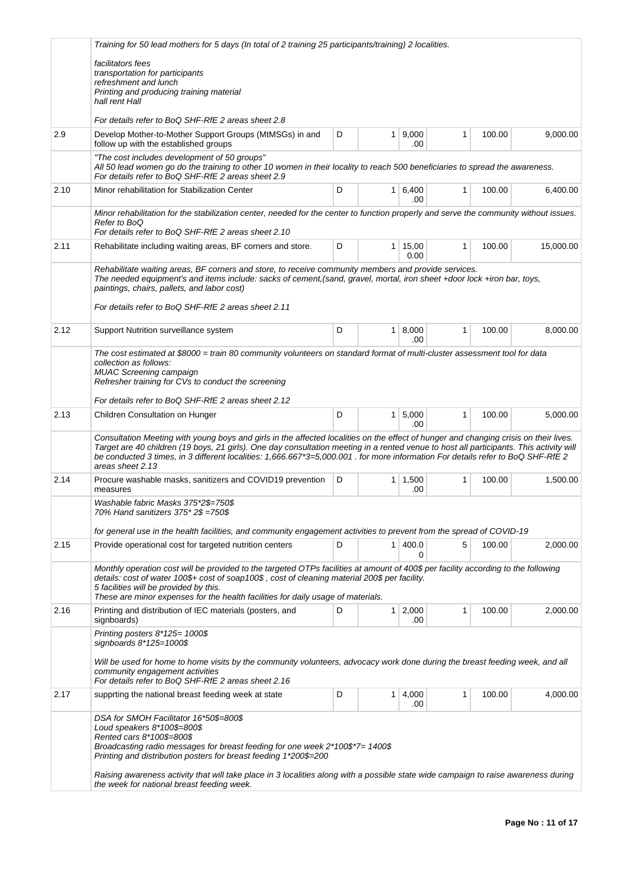| | | | | | | | |
|---|---|---|---|---|---|---|---|
| | Training for 50 lead mothers for 5 days (In total of 2 training 25 participants/training) 2 localities.<br><br>facilitators fees<br>transportation for participants<br>refreshment and lunch<br>Printing and producing training material<br>hall rent Hall<br><br>For details refer to BoQ SHF-RfE 2 areas sheet 2.8 | | | | | | |
| 2.9 | Develop Mother-to-Mother Support Groups (MtMSGs) in and follow up with the established groups | D | 1 | 9,000.00 | 1 | 100.00 | 9,000.00 |
| | "The cost includes development of 50 groups"<br>All 50 lead women go do the training to other 10 women in their locality to reach 500 beneficiaries to spread the awareness.<br>For details refer to BoQ SHF-RfE 2 areas sheet 2.9 | | | | | | |
| 2.10 | Minor rehabilitation for Stabilization Center | D | 1 | 6,400.00 | 1 | 100.00 | 6,400.00 |
| | Minor rehabilitation for the stabilization center, needed for the center to function properly and serve the community without issues.<br>Refer to BoQ<br>For details refer to BoQ SHF-RfE 2 areas sheet 2.10 | | | | | | |
| 2.11 | Rehabilitate including waiting areas, BF corners and store. | D | 1 | 15,000.00 | 1 | 100.00 | 15,000.00 |
| | Rehabilitate waiting areas, BF corners and store, to receive community members and provide services.<br>The needed equipment's and items include: sacks of cement,(sand, gravel, mortal, iron sheet +door lock +iron bar, toys, paintings, chairs, pallets, and labor cost)<br><br>For details refer to BoQ SHF-RfE 2 areas sheet 2.11 | | | | | | |
| 2.12 | Support Nutrition surveillance system | D | 1 | 8,000.00 | 1 | 100.00 | 8,000.00 |
| | The cost estimated at $8000 = train 80 community volunteers on standard format of multi-cluster assessment tool for data collection as follows:<br>MUAC Screening campaign<br>Refresher training for CVs to conduct the screening<br><br>For details refer to BoQ SHF-RfE 2 areas sheet 2.12 | | | | | | |
| 2.13 | Children Consultation on Hunger | D | 1 | 5,000.00 | 1 | 100.00 | 5,000.00 |
| | Consultation Meeting with young boys and girls in the affected localities on the effect of hunger and changing crisis on their lives. Target are 40 children (19 boys, 21 girls). One day consultation meeting in a rented venue to host all participants. This activity will be conducted 3 times, in 3 different localities: 1,666.667*3=5,000.001 . for more information For details refer to BoQ SHF-RfE 2 areas sheet 2.13 | | | | | | |
| 2.14 | Procure washable masks, sanitizers and COVID19 prevention measures | D | 1 | 1,500.00 | 1 | 100.00 | 1,500.00 |
| | Washable fabric Masks 375*2$=750$<br>70% Hand sanitizers 375* 2$ =750$<br><br>for general use in the health facilities, and community engagement activities to prevent from the spread of COVID-19 | | | | | | |
| 2.15 | Provide operational cost for targeted nutrition centers | D | 1 | 400.00 | 5 | 100.00 | 2,000.00 |
| | Monthly operation cost will be provided to the targeted OTPs facilities at amount of 400$ per facility according to the following details: cost of water 100$+ cost of soap100$ , cost of cleaning material 200$ per facility.<br>5 facilities will be provided by this.<br>These are minor expenses for the health facilities for daily usage of materials. | | | | | | |
| 2.16 | Printing and distribution of IEC materials (posters, and signboards) | D | 1 | 2,000.00 | 1 | 100.00 | 2,000.00 |
| | Printing posters 8*125= 1000$<br>signboards 8*125=1000$<br><br>Will be used for home to home visits by the community volunteers, advocacy work done during the breast feeding week, and all community engagement activities<br>For details refer to BoQ SHF-RfE 2 areas sheet 2.16 | | | | | | |
| 2.17 | supprting the national breast feeding week at state | D | 1 | 4,000.00 | 1 | 100.00 | 4,000.00 |
| | DSA for SMOH Facilitator 16*50$=800$<br>Loud speakers 8*100$=800$<br>Rented cars 8*100$=800$<br>Broadcasting radio messages for breast feeding for one week 2*100$*7= 1400$<br>Printing and distribution posters for breast feeding 1*200$=200<br><br>Raising awareness activity that will take place in 3 localities along with a possible state wide campaign to raise awareness during the week for national breast feeding week. | | | | | | |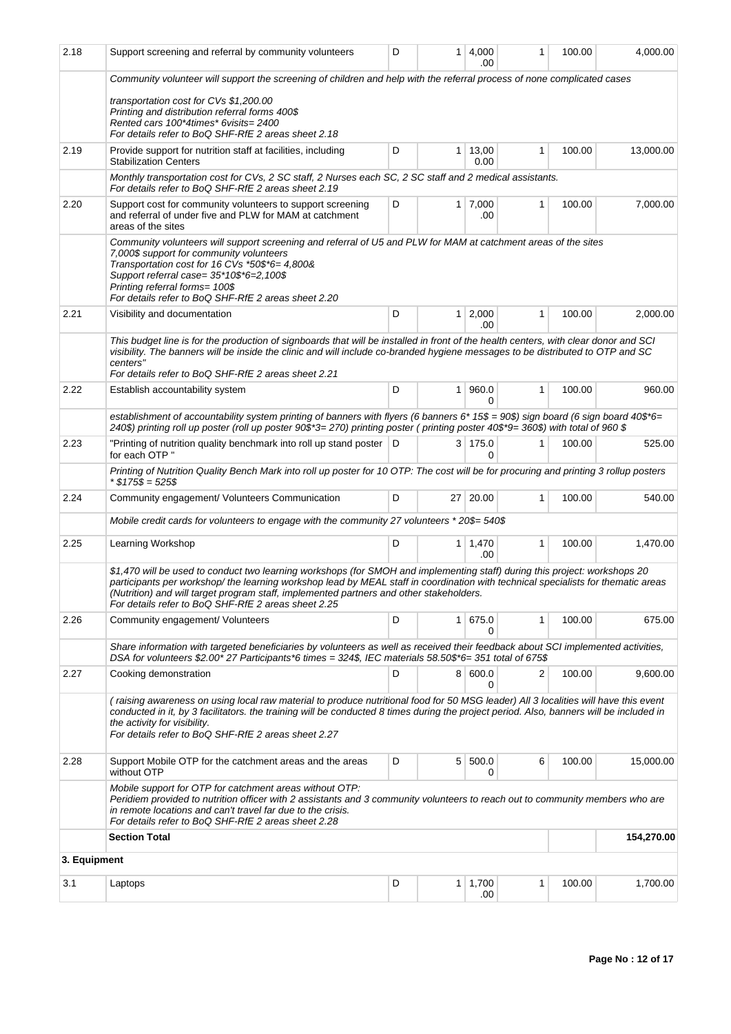| 2.18 | Support screening and referral by community volunteers | D | 1 | 4,000.00 | 1 | 100.00 | 4,000.00 |
|---|---|---|---|---|---|---|---|
| | *Community volunteer will support the screening of children and help with the referral process of none complicated cases<br><br>transportation cost for CVs $1,200.00<br>Printing and distribution referral forms 400$<br>Rented cars 100*4times* 6visits= 2400<br>For details refer to BoQ SHF-RfE 2 areas sheet 2.18* | | | | | | |
| 2.19 | Provide support for nutrition staff at facilities, including Stabilization Centers | D | 1 | 13,000.00 | 1 | 100.00 | 13,000.00 |
| | *Monthly transportation cost for CVs, 2 SC staff, 2 Nurses each SC, 2 SC staff and 2 medical assistants.<br>For details refer to BoQ SHF-RfE 2 areas sheet 2.19* | | | | | | |
| 2.20 | Support cost for community volunteers to support screening and referral of under five and PLW for MAM at catchment areas of the sites | D | 1 | 7,000.00 | 1 | 100.00 | 7,000.00 |
| | *Community volunteers will support screening and referral of U5 and PLW for MAM at catchment areas of the sites<br>7,000$ support for community volunteers<br>Transportation cost for 16 CVs *50$*6= 4,800&<br>Support referral case= 35*10$*6=2,100$<br>Printing referral forms= 100$<br>For details refer to BoQ SHF-RfE 2 areas sheet 2.20* | | | | | | |
| 2.21 | Visibility and documentation | D | 1 | 2,000.00 | 1 | 100.00 | 2,000.00 |
| | *This budget line is for the production of signboards that will be installed in front of the health centers, with clear donor and SCI visibility. The banners will be inside the clinic and will include co-branded hygiene messages to be distributed to OTP and SC centers"<br>For details refer to BoQ SHF-RfE 2 areas sheet 2.21* | | | | | | |
| 2.22 | Establish accountability system | D | 1 | 960.00 | 1 | 100.00 | 960.00 |
| | *establishment of accountability system printing of banners with flyers (6 banners 6* 15$ = 90$) sign board (6 sign board 40$*6= 240$) printing roll up poster (roll up poster 90$*3= 270) printing poster ( printing poster 40$*9= 360$) with total of 960 $* | | | | | | |
| 2.23 | "Printing of nutrition quality benchmark into roll up stand poster for each OTP " | D | 3 | 175.00 | 1 | 100.00 | 525.00 |
| | *Printing of Nutrition Quality Bench Mark into roll up poster for 10 OTP: The cost will be for procuring and printing 3 rollup posters * $175$ = 525$* | | | | | | |
| 2.24 | Community engagement/ Volunteers Communication | D | 27 | 20.00 | 1 | 100.00 | 540.00 |
| | *Mobile credit cards for volunteers to engage with the community 27 volunteers * 20$= 540$* | | | | | | |
| 2.25 | Learning Workshop | D | 1 | 1,470.00 | 1 | 100.00 | 1,470.00 |
| | *$1,470 will be used to conduct two learning workshops (for SMOH and implementing staff) during this project: workshops 20 participants per workshop/ the learning workshop lead by MEAL staff in coordination with technical specialists for thematic areas (Nutrition) and will target program staff, implemented partners and other stakeholders.<br>For details refer to BoQ SHF-RfE 2 areas sheet 2.25* | | | | | | |
| 2.26 | Community engagement/ Volunteers | D | 1 | 675.00 | 1 | 100.00 | 675.00 |
| | *Share information with targeted beneficiaries by volunteers as well as received their feedback about SCI implemented activities, DSA for volunteers $2.00* 27 Participants*6 times = 324$, IEC materials 58.50$*6= 351 total of 675$* | | | | | | |
| 2.27 | Cooking demonstration | D | 8 | 600.00 | 2 | 100.00 | 9,600.00 |
| | *( raising awareness on using local raw material to produce nutritional food for 50 MSG leader) All 3 localities will have this event conducted in it, by 3 facilitators. the training will be conducted 8 times during the project period. Also, banners will be included in the activity for visibility.<br>For details refer to BoQ SHF-RfE 2 areas sheet 2.27* | | | | | | |
| 2.28 | Support Mobile OTP for the catchment areas and the areas without OTP | D | 5 | 500.00 | 6 | 100.00 | 15,000.00 |
| | *Mobile support for OTP for catchment areas without OTP:<br>Peridiem provided to nutrition officer with 2 assistants and 3 community volunteers to reach out to community members who are in remote locations and can't travel far due to the crisis.<br>For details refer to BoQ SHF-RfE 2 areas sheet 2.28* | | | | | | |
| | **Section Total** | | | | | | **154,270.00** |
| **3. Equipment** | | | | | | | |
| 3.1 | Laptops | D | 1 | 1,700.00 | 1 | 100.00 | 1,700.00 |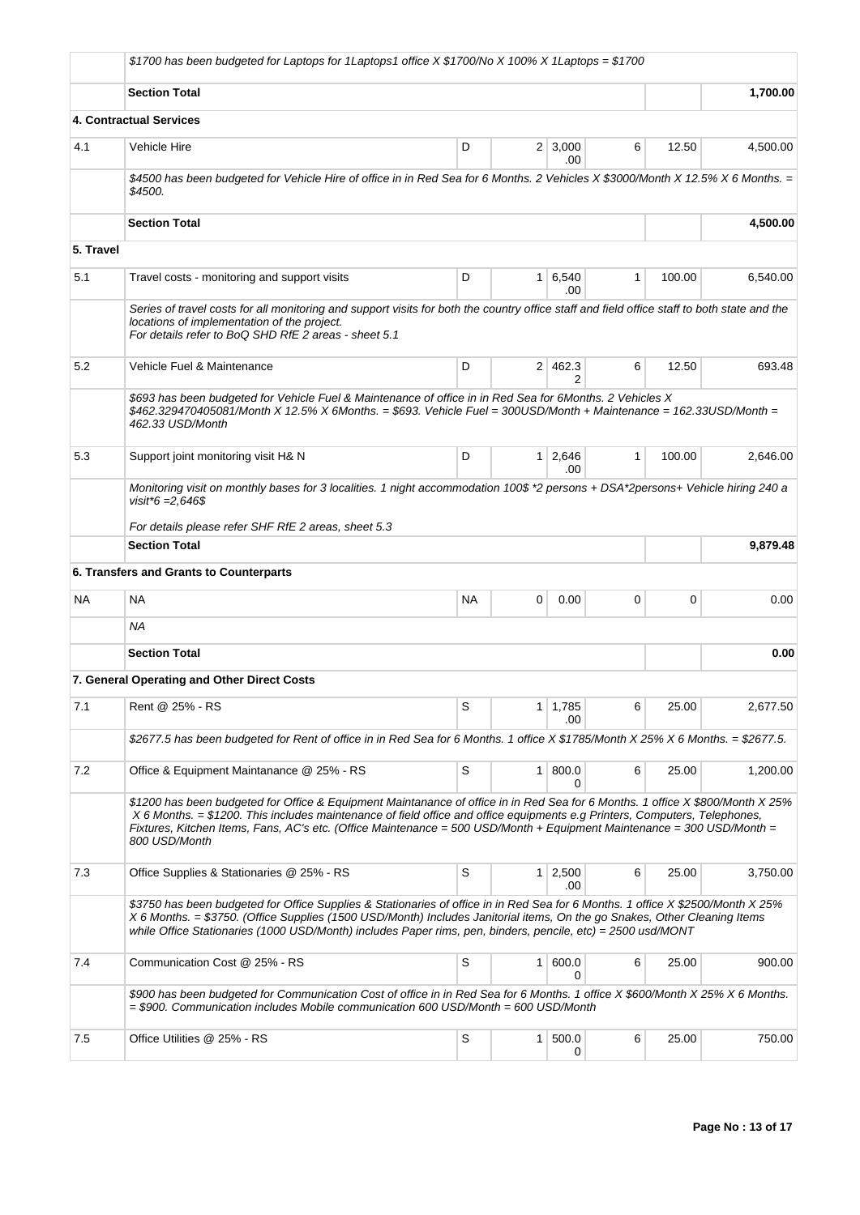| | | | | | | | |
|---|---|---|---|---|---|---|---|
| | *$1700 has been budgeted for Laptops for 1Laptops1 office X $1700/No X 100% X 1Laptops = $1700* | | | | | | |
| | **Section Total** | | | | | | **1,700.00** |
| **4. Contractual Services** | | | | | | | |
| 4.1 | Vehicle Hire | D | 2 | 3,000.00 | 6 | 12.50 | 4,500.00 |
| | *$4500 has been budgeted for Vehicle Hire of office in in Red Sea for 6 Months. 2 Vehicles X $3000/Month X 12.5% X 6 Months. = $4500.* | | | | | | |
| | **Section Total** | | | | | | **4,500.00** |
| **5. Travel** | | | | | | | |
| 5.1 | Travel costs - monitoring and support visits | D | 1 | 6,540.00 | 1 | 100.00 | 6,540.00 |
| | *Series of travel costs for all monitoring and support visits for both the country office staff and field office staff to both state and the locations of implementation of the project. For details refer to BoQ SHD RfE 2 areas - sheet 5.1* | | | | | | |
| 5.2 | Vehicle Fuel & Maintenance | D | 2 | 462.32 | 6 | 12.50 | 693.48 |
| | *$693 has been budgeted for Vehicle Fuel & Maintenance of office in in Red Sea for 6Months. 2 Vehicles X $462.329470405081/Month X 12.5% X 6Months. = $693. Vehicle Fuel = 300USD/Month + Maintenance = 162.33USD/Month = 462.33 USD/Month* | | | | | | |
| 5.3 | Support joint monitoring visit H& N | D | 1 | 2,646.00 | 1 | 100.00 | 2,646.00 |
| | *Monitoring visit on monthly bases for 3 localities. 1 night accommodation 100$ *2 persons + DSA*2persons+ Vehicle hiring 240 a visit*6 =2,646$ For details please refer SHF RfE 2 areas, sheet 5.3* | | | | | | |
| | **Section Total** | | | | | | **9,879.48** |
| **6. Transfers and Grants to Counterparts** | | | | | | | |
| NA | NA | NA | 0 | 0.00 | 0 | 0 | 0.00 |
| | *NA* | | | | | | |
| | **Section Total** | | | | | | **0.00** |
| **7. General Operating and Other Direct Costs** | | | | | | | |
| 7.1 | Rent @ 25% - RS | S | 1 | 1,785.00 | 6 | 25.00 | 2,677.50 |
| | *$2677.5 has been budgeted for Rent of office in in Red Sea for 6 Months. 1 office X $1785/Month X 25% X 6 Months. = $2677.5.* | | | | | | |
| 7.2 | Office & Equipment Maintanance @ 25% - RS | S | 1 | 800.00 | 6 | 25.00 | 1,200.00 |
| | *$1200 has been budgeted for Office & Equipment Maintanance of office in in Red Sea for 6 Months. 1 office X $800/Month X 25% X 6 Months. = $1200. This includes maintenance of field office and office equipments e.g Printers, Computers, Telephones, Fixtures, Kitchen Items, Fans, AC's etc. (Office Maintenance = 500 USD/Month + Equipment Maintenance = 300 USD/Month = 800 USD/Month* | | | | | | |
| 7.3 | Office Supplies & Stationaries @ 25% - RS | S | 1 | 2,500.00 | 6 | 25.00 | 3,750.00 |
| | *$3750 has been budgeted for Office Supplies & Stationaries of office in in Red Sea for 6 Months. 1 office X $2500/Month X 25% X 6 Months. = $3750. (Office Supplies (1500 USD/Month) Includes Janitorial items, On the go Snakes, Other Cleaning Items while Office Stationaries (1000 USD/Month) includes Paper rims, pen, binders, pencile, etc) = 2500 usd/MONT* | | | | | | |
| 7.4 | Communication Cost @ 25% - RS | S | 1 | 600.00 | 6 | 25.00 | 900.00 |
| | *$900 has been budgeted for Communication Cost of office in in Red Sea for 6 Months. 1 office X $600/Month X 25% X 6 Months. = $900. Communication includes Mobile communication 600 USD/Month = 600 USD/Month* | | | | | | |
| 7.5 | Office Utilities @ 25% - RS | S | 1 | 500.00 | 6 | 25.00 | 750.00 |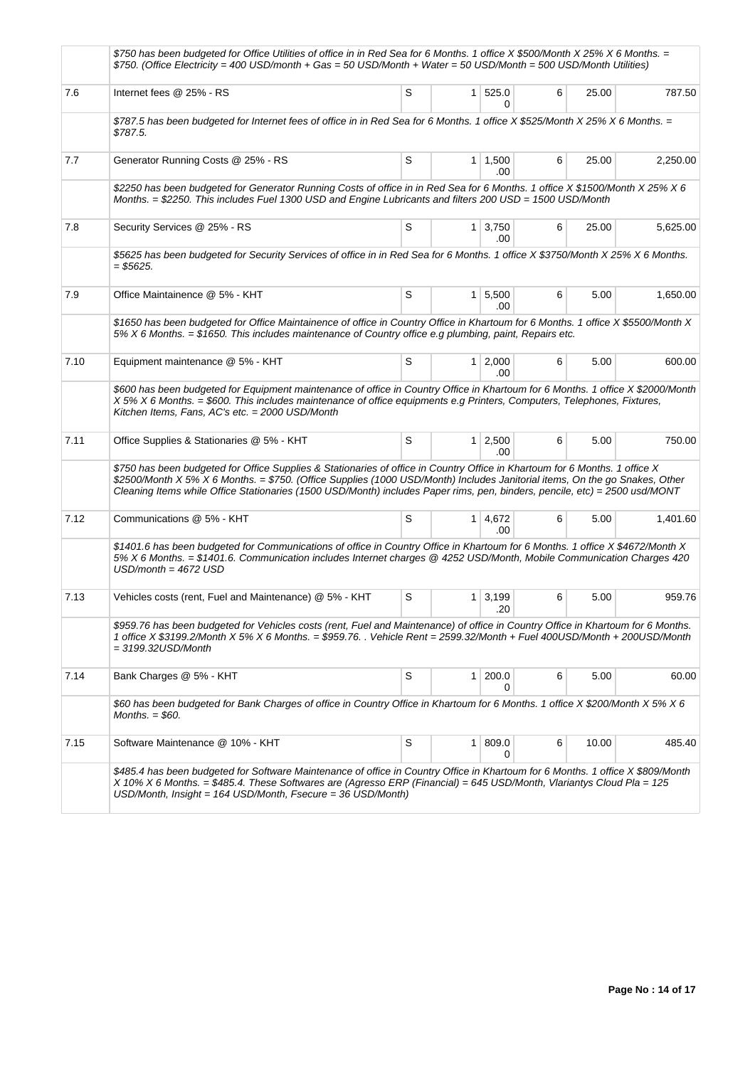| | | | | | | | |
|---|---|---|---|---|---|---|---|
| | *$750 has been budgeted for Office Utilities of office in in Red Sea for 6 Months. 1 office X $500/Month X 25% X 6 Months. = $750. (Office Electricity = 400 USD/month + Gas = 50 USD/Month + Water = 50 USD/Month = 500 USD/Month Utilities)* | | | | | | |
| 7.6 | Internet fees @ 25% - RS | S | 1 | 525.00 | 6 | 25.00 | 787.50 |
| | *$787.5 has been budgeted for Internet fees of office in in Red Sea for 6 Months. 1 office X $525/Month X 25% X 6 Months. = $787.5.* | | | | | | |
| 7.7 | Generator Running Costs @ 25% - RS | S | 1 | 1,500.00 | 6 | 25.00 | 2,250.00 |
| | *$2250 has been budgeted for Generator Running Costs of office in in Red Sea for 6 Months. 1 office X $1500/Month X 25% X 6 Months. = $2250. This includes Fuel 1300 USD and Engine Lubricants and filters 200 USD = 1500 USD/Month* | | | | | | |
| 7.8 | Security Services @ 25% - RS | S | 1 | 3,750.00 | 6 | 25.00 | 5,625.00 |
| | *$5625 has been budgeted for Security Services of office in in Red Sea for 6 Months. 1 office X $3750/Month X 25% X 6 Months. = $5625.* | | | | | | |
| 7.9 | Office Maintainence @ 5% - KHT | S | 1 | 5,500.00 | 6 | 5.00 | 1,650.00 |
| | *$1650 has been budgeted for Office Maintainence of office in Country Office in Khartoum for 6 Months. 1 office X $5500/Month X 5% X 6 Months. = $1650. This includes maintenance of Country office e.g plumbing, paint, Repairs etc.* | | | | | | |
| 7.10 | Equipment maintenance @ 5% - KHT | S | 1 | 2,000.00 | 6 | 5.00 | 600.00 |
| | *$600 has been budgeted for Equipment maintenance of office in Country Office in Khartoum for 6 Months. 1 office X $2000/Month X 5% X 6 Months. = $600. This includes maintenance of office equipments e.g Printers, Computers, Telephones, Fixtures, Kitchen Items, Fans, AC's etc. = 2000 USD/Month* | | | | | | |
| 7.11 | Office Supplies & Stationaries @ 5% - KHT | S | 1 | 2,500.00 | 6 | 5.00 | 750.00 |
| | *$750 has been budgeted for Office Supplies & Stationaries of office in Country Office in Khartoum for 6 Months. 1 office X $2500/Month X 5% X 6 Months. = $750. (Office Supplies (1000 USD/Month) Includes Janitorial items, On the go Snakes, Other Cleaning Items while Office Stationaries (1500 USD/Month) includes Paper rims, pen, binders, pencile, etc) = 2500 usd/MONT* | | | | | | |
| 7.12 | Communications @ 5% - KHT | S | 1 | 4,672.00 | 6 | 5.00 | 1,401.60 |
| | *$1401.6 has been budgeted for Communications of office in Country Office in Khartoum for 6 Months. 1 office X $4672/Month X 5% X 6 Months. = $1401.6. Communication includes Internet charges @ 4252 USD/Month, Mobile Communication Charges 420 USD/month = 4672 USD* | | | | | | |
| 7.13 | Vehicles costs (rent, Fuel and Maintenance) @ 5% - KHT | S | 1 | 3,199.20 | 6 | 5.00 | 959.76 |
| | *$959.76 has been budgeted for Vehicles costs (rent, Fuel and Maintenance) of office in Country Office in Khartoum for 6 Months. 1 office X $3199.2/Month X 5% X 6 Months. = $959.76. . Vehicle Rent = 2599.32/Month + Fuel 400USD/Month + 200USD/Month = 3199.32USD/Month* | | | | | | |
| 7.14 | Bank Charges @ 5% - KHT | S | 1 | 200.00 | 6 | 5.00 | 60.00 |
| | *$60 has been budgeted for Bank Charges of office in Country Office in Khartoum for 6 Months. 1 office X $200/Month X 5% X 6 Months. = $60.* | | | | | | |
| 7.15 | Software Maintenance @ 10% - KHT | S | 1 | 809.00 | 6 | 10.00 | 485.40 |
| | *$485.4 has been budgeted for Software Maintenance of office in Country Office in Khartoum for 6 Months. 1 office X $809/Month X 10% X 6 Months. = $485.4. These Softwares are (Agresso ERP (Financial) = 645 USD/Month, Vlariantys Cloud Pla = 125 USD/Month, Insight = 164 USD/Month, Fsecure = 36 USD/Month)* | | | | | | |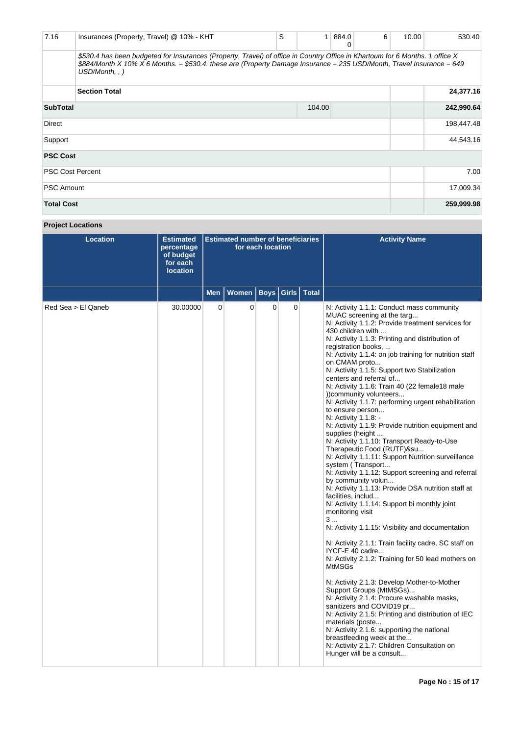| 7.16 | Insurances (Property, Travel) @ 10% - KHT | S | 1 | 884.00 | 6 | 10.00 | 530.40 |
|---|---|---|---|---|---|---|---|
| | *$530.4 has been budgeted for Insurances (Property, Travel) of office in Country Office in Khartoum for 6 Months. 1 office X $884/Month X 10% X 6 Months. = $530.4. these are (Property Damage Insurance = 235 USD/Month, Travel Insurance = 649 USD/Month, , )* | | | | | | |
| | **Section Total** | | | | | | **24,377.16** |
| **SubTotal** | | | 104.00 | | | | **242,990.64** |
| Direct | | | | | | | 198,447.48 |
| Support | | | | | | | 44,543.16 |
| **PSC Cost** | | | | | | | |
| PSC Cost Percent | | | | | | | 7.00 |
| PSC Amount | | | | | | | 17,009.34 |
| **Total Cost** | | | | | | | **259,999.98** |

**Project Locations**

| Location | Estimated percentage of budget for each location | Estimated number of beneficiaries for each location | | | | | Activity Name |
|---|---|---|---|---|---|---|---|
| | | Men | Women | Boys | Girls | Total | |
| Red Sea > El Qaneb | 30.00000 | 0 | 0 | 0 | 0 | | N: Activity 1.1.1: Conduct mass community MUAC screening at the targ...<br>N: Activity 1.1.2: Provide treatment services for 430 children with ...<br>N: Activity 1.1.3: Printing and distribution of registration books, ...<br>N: Activity 1.1.4: on job training for nutrition staff on CMAM proto...<br>N: Activity 1.1.5: Support two Stabilization centers and referral of...<br>N: Activity 1.1.6: Train 40 (22 female18 male ))community volunteers...<br>N: Activity 1.1.7: performing urgent rehabilitation to ensure person...<br>N: Activity 1.1.8: -<br>N: Activity 1.1.9: Provide nutrition equipment and supplies (height ...<br>N: Activity 1.1.10: Transport Ready-to-Use Therapeutic Food (RUTF)&su...<br>N: Activity 1.1.11: Support Nutrition surveillance system ( Transport...<br>N: Activity 1.1.12: Support screening and referral by community volun...<br>N: Activity 1.1.13: Provide DSA nutrition staff at facilities, includ...<br>N: Activity 1.1.14: Support bi monthly joint monitoring visit 3 ...<br>N: Activity 1.1.15: Visibility and documentation<br><br>N: Activity 2.1.1: Train facility cadre, SC staff on IYCF-E 40 cadre...<br>N: Activity 2.1.2: Training for 50 lead mothers on MtMSGs<br><br>N: Activity 2.1.3: Develop Mother-to-Mother Support Groups (MtMSGs)...<br>N: Activity 2.1.4: Procure washable masks, sanitizers and COVID19 pr...<br>N: Activity 2.1.5: Printing and distribution of IEC materials (poste...<br>N: Activity 2.1.6: supporting the national breastfeeding week at the...<br>N: Activity 2.1.7: Children Consultation on Hunger will be a consult... |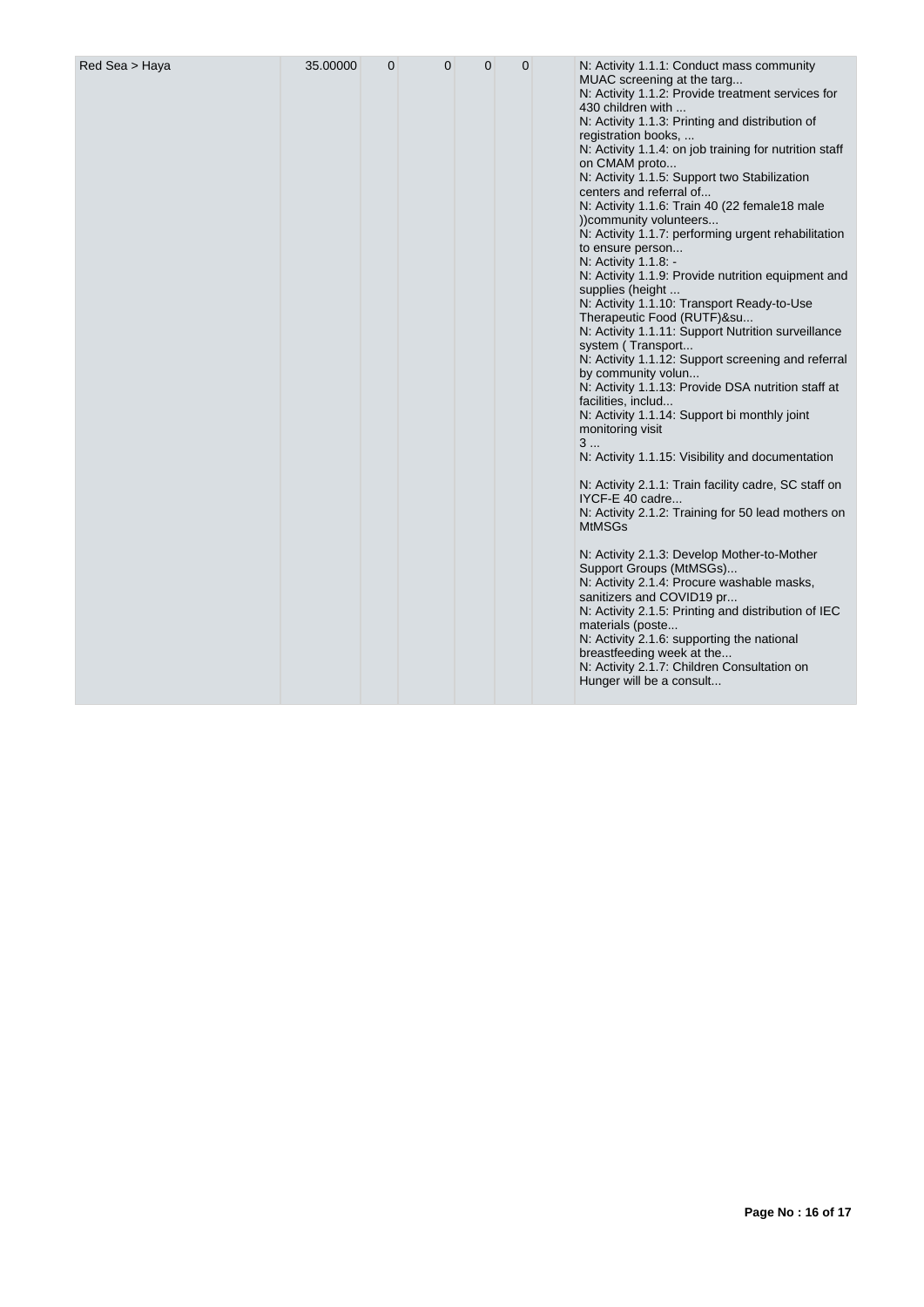| Red Sea > Haya | 35.00000 | 0 | 0 | 0 | 0 | | N: Activity 1.1.1: Conduct mass community MUAC screening at the targ...<br>N: Activity 1.1.2: Provide treatment services for 430 children with ...<br>N: Activity 1.1.3: Printing and distribution of registration books, ...<br>N: Activity 1.1.4: on job training for nutrition staff on CMAM proto...<br>N: Activity 1.1.5: Support two Stabilization centers and referral of...<br>N: Activity 1.1.6: Train 40 (22 female18 male ))community volunteers...<br>N: Activity 1.1.7: performing urgent rehabilitation to ensure person...<br>N: Activity 1.1.8: -<br>N: Activity 1.1.9: Provide nutrition equipment and supplies (height ...<br>N: Activity 1.1.10: Transport Ready-to-Use Therapeutic Food (RUTF)&su...<br>N: Activity 1.1.11: Support Nutrition surveillance system ( Transport...<br>N: Activity 1.1.12: Support screening and referral by community volun...<br>N: Activity 1.1.13: Provide DSA nutrition staff at facilities, includ...<br>N: Activity 1.1.14: Support bi monthly joint monitoring visit<br>3 ...<br>N: Activity 1.1.15: Visibility and documentation<br><br>N: Activity 2.1.1: Train facility cadre, SC staff on IYCF-E 40 cadre...<br>N: Activity 2.1.2: Training for 50 lead mothers on MtMSGs<br><br>N: Activity 2.1.3: Develop Mother-to-Mother Support Groups (MtMSGs)...<br>N: Activity 2.1.4: Procure washable masks, sanitizers and COVID19 pr...<br>N: Activity 2.1.5: Printing and distribution of IEC materials (poste...<br>N: Activity 2.1.6: supporting the national breastfeeding week at the...<br>N: Activity 2.1.7: Children Consultation on Hunger will be a consult... |
|---|---|---|---|---|---|---|---|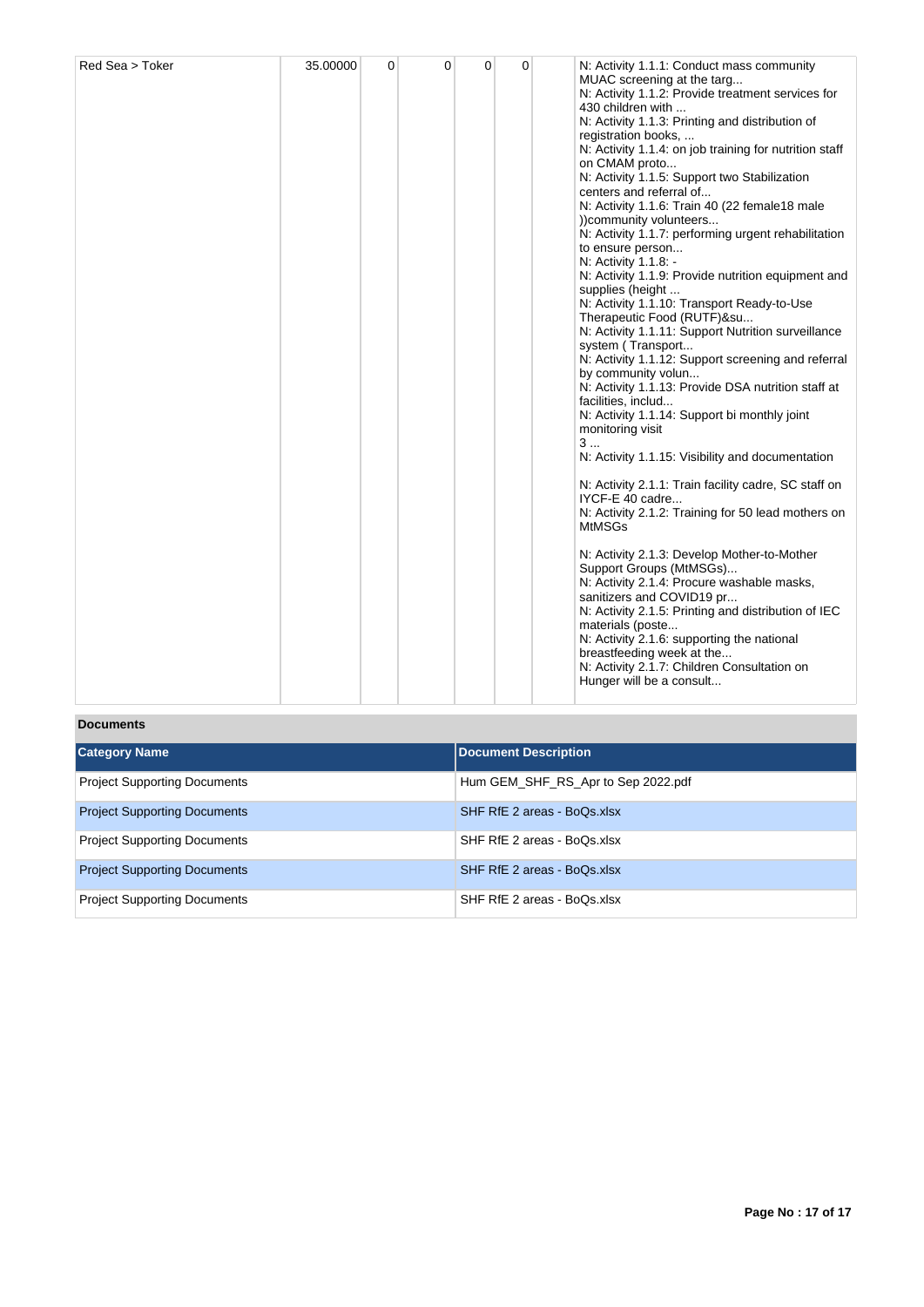| | | | | | | | |
|---|---|---|---|---|---|---|---|
| Red Sea > Toker | 35.00000 | 0 | 0 | 0 | 0 | | N: Activity 1.1.1: Conduct mass community MUAC screening at the targ...<br>N: Activity 1.1.2: Provide treatment services for 430 children with ...<br>N: Activity 1.1.3: Printing and distribution of registration books, ...<br>N: Activity 1.1.4: on job training for nutrition staff on CMAM proto...<br>N: Activity 1.1.5: Support two Stabilization centers and referral of...<br>N: Activity 1.1.6: Train 40 (22 female18 male ))community volunteers...<br>N: Activity 1.1.7: performing urgent rehabilitation to ensure person...<br>N: Activity 1.1.8: -<br>N: Activity 1.1.9: Provide nutrition equipment and supplies (height ...<br>N: Activity 1.1.10: Transport Ready-to-Use Therapeutic Food (RUTF)&su...<br>N: Activity 1.1.11: Support Nutrition surveillance system ( Transport...<br>N: Activity 1.1.12: Support screening and referral by community volun...<br>N: Activity 1.1.13: Provide DSA nutrition staff at facilities, includ...<br>N: Activity 1.1.14: Support bi monthly joint monitoring visit<br>3 ...<br>N: Activity 1.1.15: Visibility and documentation<br><br>N: Activity 2.1.1: Train facility cadre, SC staff on IYCF-E 40 cadre...<br>N: Activity 2.1.2: Training for 50 lead mothers on MtMSGs<br><br>N: Activity 2.1.3: Develop Mother-to-Mother Support Groups (MtMSGs)...<br>N: Activity 2.1.4: Procure washable masks, sanitizers and COVID19 pr...<br>N: Activity 2.1.5: Printing and distribution of IEC materials (poste...<br>N: Activity 2.1.6: supporting the national breastfeeding week at the...<br>N: Activity 2.1.7: Children Consultation on Hunger will be a consult... |

**Documents**

| Category Name | Document Description |
|---|---|
| Project Supporting Documents | Hum GEM_SHF_RS_Apr to Sep 2022.pdf |
| Project Supporting Documents | SHF RfE 2 areas - BoQs.xlsx |
| Project Supporting Documents | SHF RfE 2 areas - BoQs.xlsx |
| Project Supporting Documents | SHF RfE 2 areas - BoQs.xlsx |
| Project Supporting Documents | SHF RfE 2 areas - BoQs.xlsx |